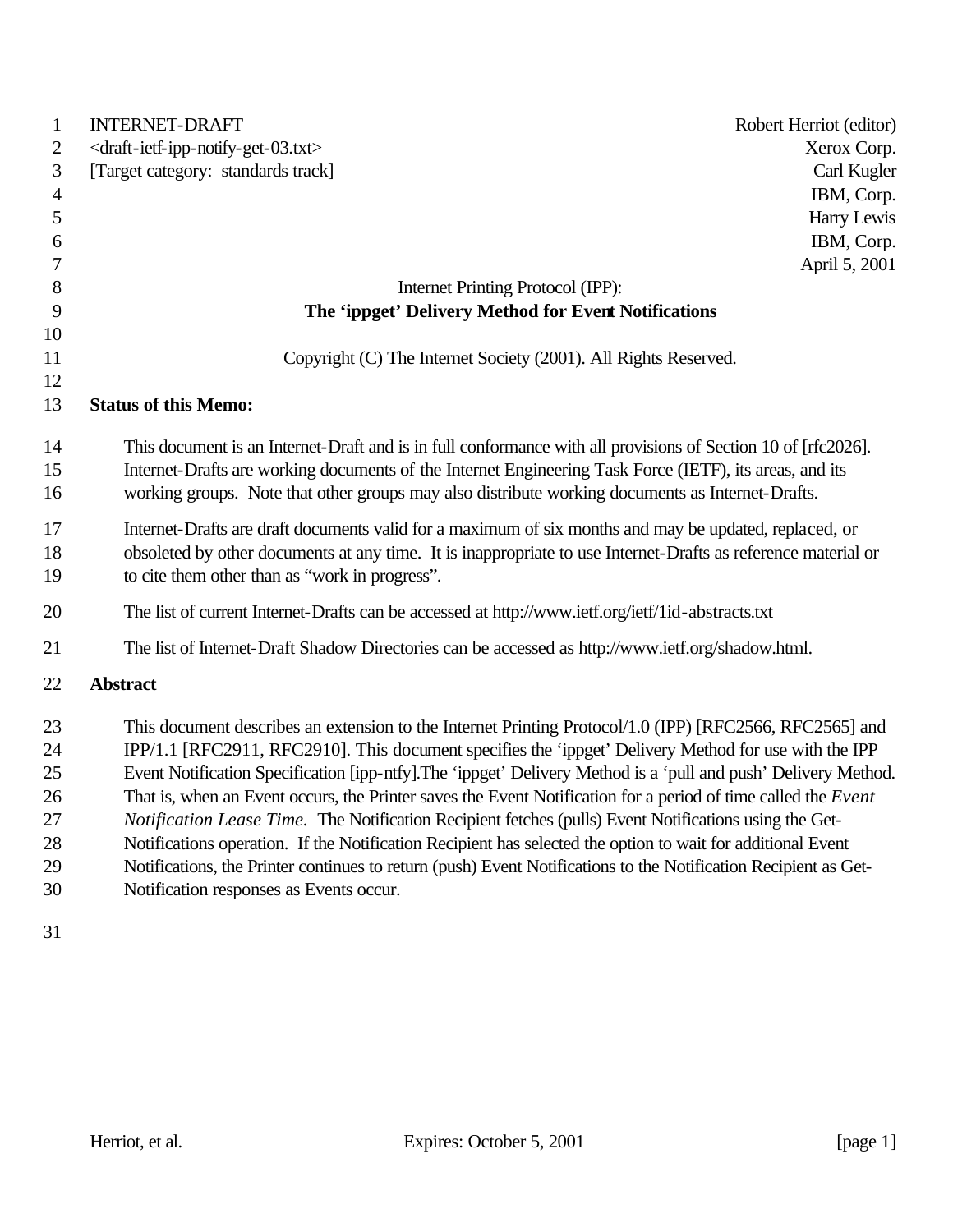INTERNET-DRAFT Robert Herriot (editor)
<draft-ietf-ipp-notify-get-03.txt> Xerox Corp.
[Target category: standards track] Carl Kugler
IBM, Corp.
Harry Lewis
IBM, Corp.
April 5, 2001

Internet Printing Protocol (IPP):

**The 'ippget' Delivery Method for Event Notifications**

Copyright (C) The Internet Society (2001). All Rights Reserved.

**Status of this Memo:**

This document is an Internet-Draft and is in full conformance with all provisions of Section 10 of [rfc2026]. Internet-Drafts are working documents of the Internet Engineering Task Force (IETF), its areas, and its working groups. Note that other groups may also distribute working documents as Internet-Drafts.

Internet-Drafts are draft documents valid for a maximum of six months and may be updated, replaced, or obsoleted by other documents at any time. It is inappropriate to use Internet-Drafts as reference material or to cite them other than as "work in progress".

The list of current Internet-Drafts can be accessed at http://www.ietf.org/ietf/1id-abstracts.txt

The list of Internet-Draft Shadow Directories can be accessed as http://www.ietf.org/shadow.html.

**Abstract**

This document describes an extension to the Internet Printing Protocol/1.0 (IPP) [RFC2566, RFC2565] and IPP/1.1 [RFC2911, RFC2910]. This document specifies the 'ippget' Delivery Method for use with the IPP Event Notification Specification [ipp-ntfy].The 'ippget' Delivery Method is a 'pull and push' Delivery Method. That is, when an Event occurs, the Printer saves the Event Notification for a period of time called the *Event Notification Lease Time*. The Notification Recipient fetches (pulls) Event Notifications using the Get-Notifications operation. If the Notification Recipient has selected the option to wait for additional Event Notifications, the Printer continues to return (push) Event Notifications to the Notification Recipient as Get-Notification responses as Events occur.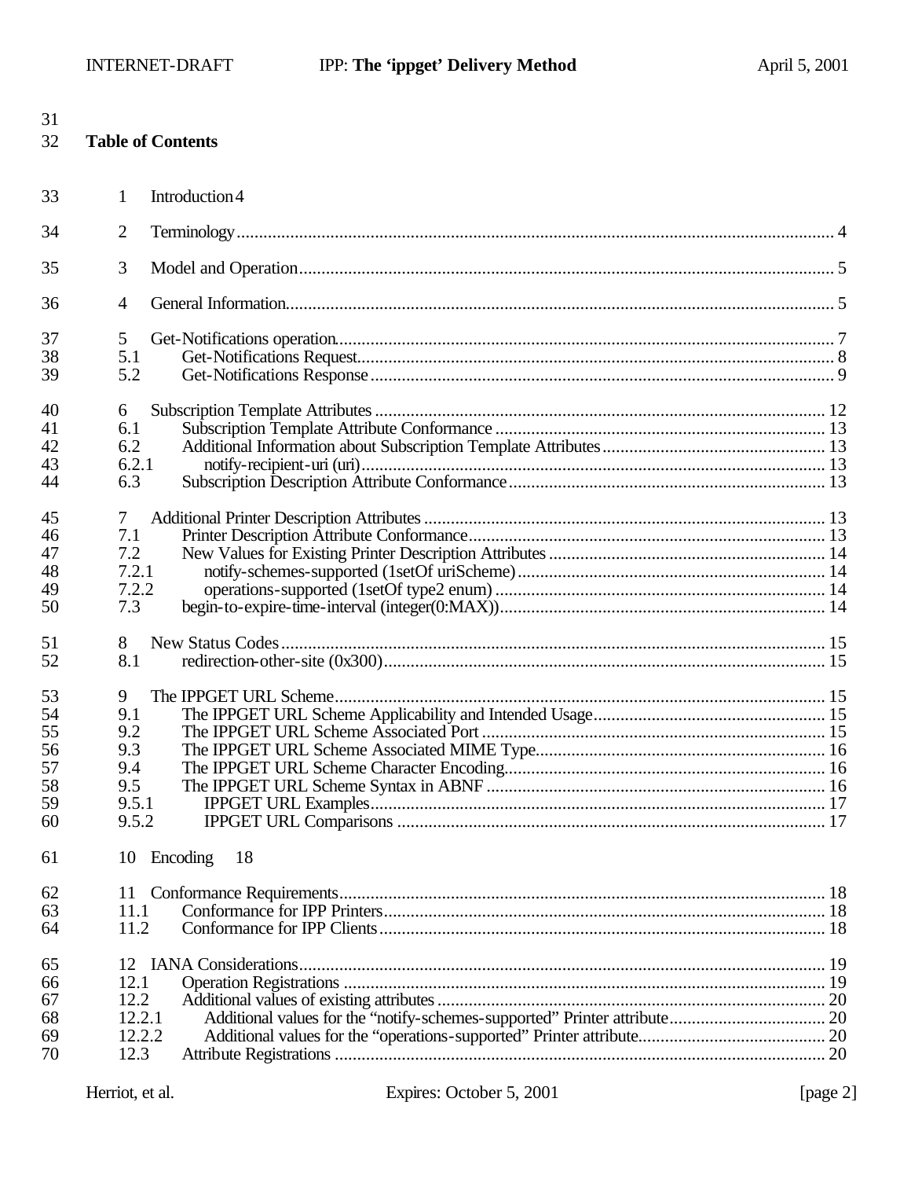31

32 **Table of Contents**

33 1 Introduction 4

34 2 Terminology ..................................................................................................................... 4

35 3 Model and Operation ........................................................................................................ 5

36 4 General Information ........................................................................................................... 5

37 5 Get-Notifications operation ............................................................................................... 7
38 5.1 Get-Notifications Request ............................................................................................ 8
39 5.2 Get-Notifications Response .......................................................................................... 9

40 6 Subscription Template Attributes ..................................................................................... 12
41 6.1 Subscription Template Attribute Conformance ........................................................... 13
42 6.2 Additional Information about Subscription Template Attributes ................................... 13
43 6.2.1 notify-recipient-uri (uri) ........................................................................................ 13
44 6.3 Subscription Description Attribute Conformance ........................................................ 13

45 7 Additional Printer Description Attributes .......................................................................... 13
46 7.1 Printer Description Attribute Conformance ................................................................. 13
47 7.2 New Values for Existing Printer Description Attributes ............................................... 14
48 7.2.1 notify-schemes-supported (1setOf uriScheme) ..................................................... 14
49 7.2.2 operations-supported (1setOf type2 enum) .......................................................... 14
50 7.3 begin-to-expire-time-interval (integer(0:MAX)) ........................................................... 14

51 8 New Status Codes ........................................................................................................... 15
52 8.1 redirection-other-site (0x300) .................................................................................... 15

53 9 The IPPGET URL Scheme .............................................................................................. 15
54 9.1 The IPPGET URL Scheme Applicability and Intended Usage .................................... 15
55 9.2 The IPPGET URL Scheme Associated Port ............................................................... 15
56 9.3 The IPPGET URL Scheme Associated MIME Type .................................................... 16
57 9.4 The IPPGET URL Scheme Character Encoding ......................................................... 16
58 9.5 The IPPGET URL Scheme Syntax in ABNF .............................................................. 16
59 9.5.1 IPPGET URL Examples ....................................................................................... 17
60 9.5.2 IPPGET URL Comparisons ................................................................................. 17

61 10 Encoding 18

62 11 Conformance Requirements ........................................................................................... 18
63 11.1 Conformance for IPP Printers .................................................................................... 18
64 11.2 Conformance for IPP Clients ..................................................................................... 18

65 12 IANA Considerations ...................................................................................................... 19
66 12.1 Operation Registrations ............................................................................................. 19
67 12.2 Additional values of existing attributes ........................................................................ 20
68 12.2.1 Additional values for the "notify-schemes-supported" Printer attribute .................... 20
69 12.2.2 Additional values for the "operations-supported" Printer attribute .......................... 20
70 12.3 Attribute Registrations ............................................................................................... 20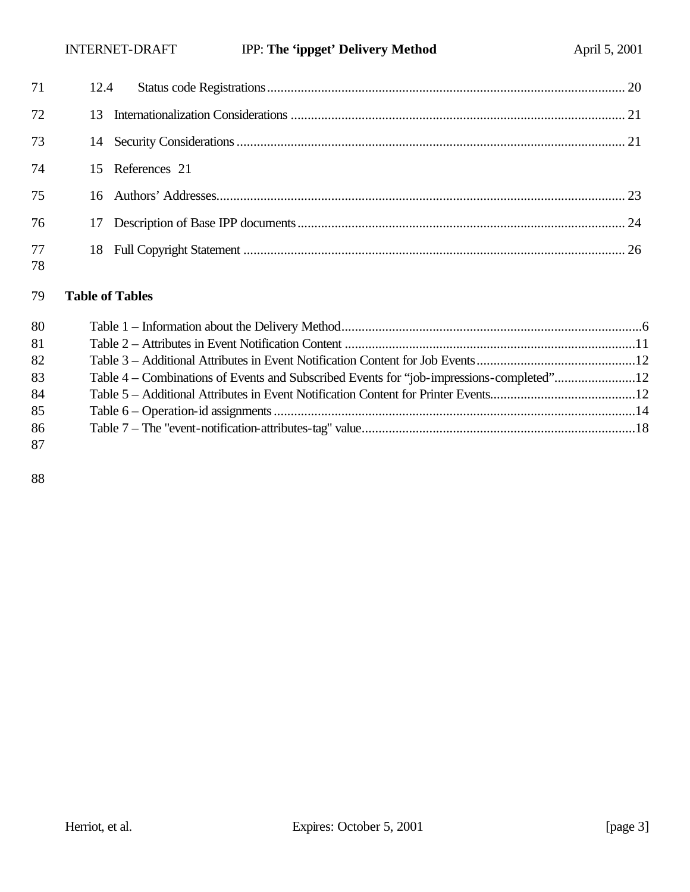12.4 Status code Registrations .......................................................................................................... 20

13 Internationalization Considerations ................................................................................................... 21

14 Security Considerations ................................................................................................................... 21

15 References 21

16 Authors' Addresses.......................................................................................................................... 23

17 Description of Base IPP documents ................................................................................................. 24

18 Full Copyright Statement ................................................................................................................. 26

**Table of Tables**

Table 1 – Information about the Delivery Method.........................................................................................6
Table 2 – Attributes in Event Notification Content ......................................................................................11
Table 3 – Additional Attributes in Event Notification Content for Job Events................................................12
Table 4 – Combinations of Events and Subscribed Events for "job-impressions-completed"........................12
Table 5 – Additional Attributes in Event Notification Content for Printer Events...........................................12
Table 6 – Operation-id assignments ...........................................................................................................14
Table 7 – The "event-notification-attributes-tag" value.................................................................................18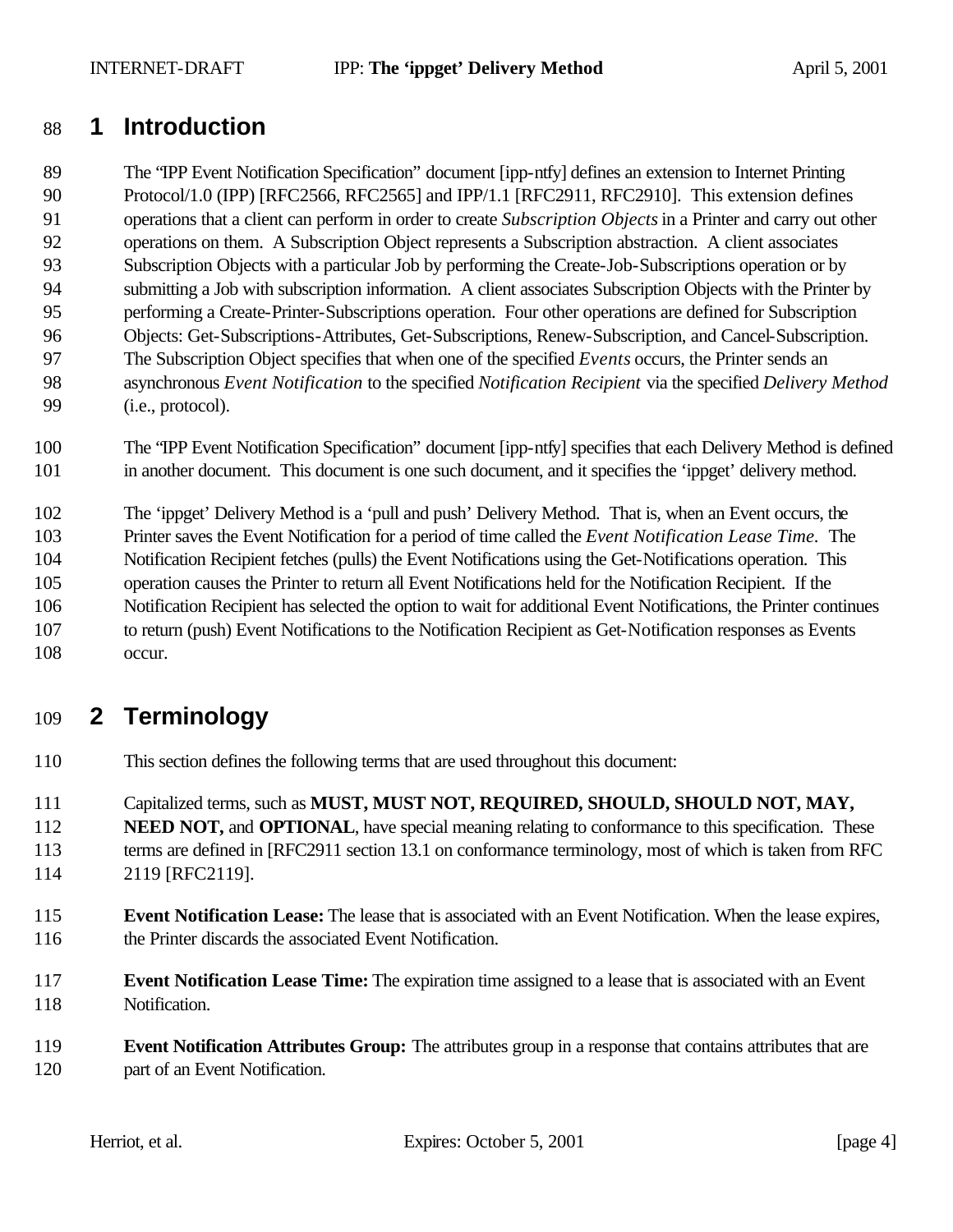# 1 Introduction

The "IPP Event Notification Specification" document [ipp-ntfy] defines an extension to Internet Printing Protocol/1.0 (IPP) [RFC2566, RFC2565] and IPP/1.1 [RFC2911, RFC2910]. This extension defines operations that a client can perform in order to create *Subscription Objects* in a Printer and carry out other operations on them. A Subscription Object represents a Subscription abstraction. A client associates Subscription Objects with a particular Job by performing the Create-Job-Subscriptions operation or by submitting a Job with subscription information. A client associates Subscription Objects with the Printer by performing a Create-Printer-Subscriptions operation. Four other operations are defined for Subscription Objects: Get-Subscriptions-Attributes, Get-Subscriptions, Renew-Subscription, and Cancel-Subscription. The Subscription Object specifies that when one of the specified *Events* occurs, the Printer sends an asynchronous *Event Notification* to the specified *Notification Recipient* via the specified *Delivery Method* (i.e., protocol).

The "IPP Event Notification Specification" document [ipp-ntfy] specifies that each Delivery Method is defined in another document. This document is one such document, and it specifies the 'ippget' delivery method.

The 'ippget' Delivery Method is a 'pull and push' Delivery Method. That is, when an Event occurs, the Printer saves the Event Notification for a period of time called the *Event Notification Lease Time*. The Notification Recipient fetches (pulls) the Event Notifications using the Get-Notifications operation. This operation causes the Printer to return all Event Notifications held for the Notification Recipient. If the Notification Recipient has selected the option to wait for additional Event Notifications, the Printer continues to return (push) Event Notifications to the Notification Recipient as Get-Notification responses as Events occur.

# 2 Terminology

This section defines the following terms that are used throughout this document:

Capitalized terms, such as **MUST, MUST NOT, REQUIRED, SHOULD, SHOULD NOT, MAY, NEED NOT,** and **OPTIONAL**, have special meaning relating to conformance to this specification. These terms are defined in [RFC2911 section 13.1 on conformance terminology, most of which is taken from RFC 2119 [RFC2119].

**Event Notification Lease:** The lease that is associated with an Event Notification. When the lease expires, the Printer discards the associated Event Notification.

**Event Notification Lease Time:** The expiration time assigned to a lease that is associated with an Event Notification.

**Event Notification Attributes Group:** The attributes group in a response that contains attributes that are part of an Event Notification.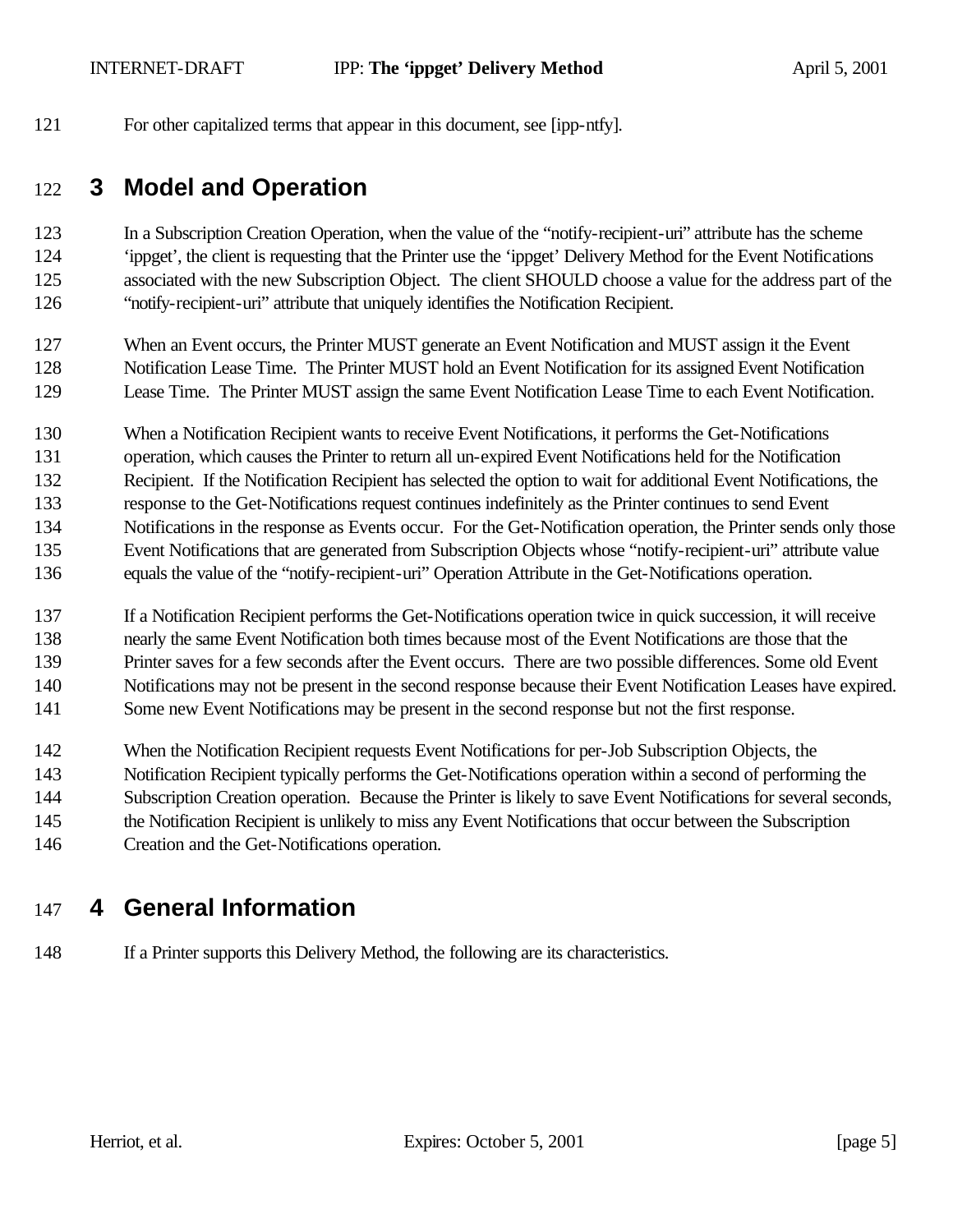For other capitalized terms that appear in this document, see [ipp-ntfy].

# 3 Model and Operation

In a Subscription Creation Operation, when the value of the "notify-recipient-uri" attribute has the scheme 'ippget', the client is requesting that the Printer use the 'ippget' Delivery Method for the Event Notifications associated with the new Subscription Object. The client SHOULD choose a value for the address part of the "notify-recipient-uri" attribute that uniquely identifies the Notification Recipient.

When an Event occurs, the Printer MUST generate an Event Notification and MUST assign it the Event Notification Lease Time. The Printer MUST hold an Event Notification for its assigned Event Notification Lease Time. The Printer MUST assign the same Event Notification Lease Time to each Event Notification.

When a Notification Recipient wants to receive Event Notifications, it performs the Get-Notifications operation, which causes the Printer to return all un-expired Event Notifications held for the Notification Recipient. If the Notification Recipient has selected the option to wait for additional Event Notifications, the response to the Get-Notifications request continues indefinitely as the Printer continues to send Event Notifications in the response as Events occur. For the Get-Notification operation, the Printer sends only those Event Notifications that are generated from Subscription Objects whose "notify-recipient-uri" attribute value equals the value of the "notify-recipient-uri" Operation Attribute in the Get-Notifications operation.

If a Notification Recipient performs the Get-Notifications operation twice in quick succession, it will receive nearly the same Event Notification both times because most of the Event Notifications are those that the Printer saves for a few seconds after the Event occurs. There are two possible differences. Some old Event Notifications may not be present in the second response because their Event Notification Leases have expired. Some new Event Notifications may be present in the second response but not the first response.

When the Notification Recipient requests Event Notifications for per-Job Subscription Objects, the Notification Recipient typically performs the Get-Notifications operation within a second of performing the Subscription Creation operation. Because the Printer is likely to save Event Notifications for several seconds, the Notification Recipient is unlikely to miss any Event Notifications that occur between the Subscription Creation and the Get-Notifications operation.

# 4 General Information

If a Printer supports this Delivery Method, the following are its characteristics.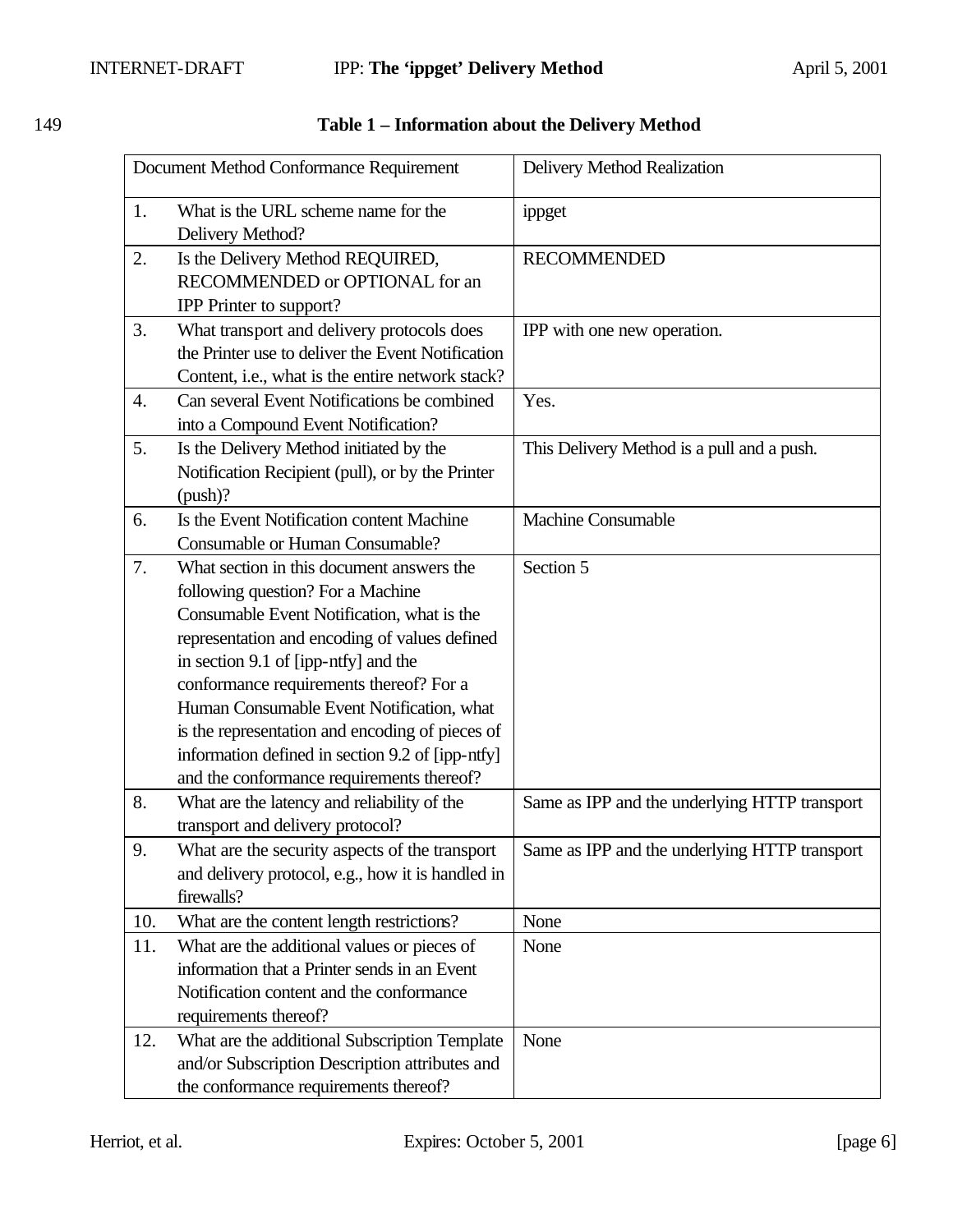**Table 1 – Information about the Delivery Method**

| Document Method Conformance Requirement | Delivery Method Realization |
|---|---|
| 1. What is the URL scheme name for the Delivery Method? | ippget |
| 2. Is the Delivery Method REQUIRED, RECOMMENDED or OPTIONAL for an IPP Printer to support? | RECOMMENDED |
| 3. What transport and delivery protocols does the Printer use to deliver the Event Notification Content, i.e., what is the entire network stack? | IPP with one new operation. |
| 4. Can several Event Notifications be combined into a Compound Event Notification? | Yes. |
| 5. Is the Delivery Method initiated by the Notification Recipient (pull), or by the Printer (push)? | This Delivery Method is a pull and a push. |
| 6. Is the Event Notification content Machine Consumable or Human Consumable? | Machine Consumable |
| 7. What section in this document answers the following question? For a Machine Consumable Event Notification, what is the representation and encoding of values defined in section 9.1 of [ipp-ntfy] and the conformance requirements thereof? For a Human Consumable Event Notification, what is the representation and encoding of pieces of information defined in section 9.2 of [ipp-ntfy] and the conformance requirements thereof? | Section 5 |
| 8. What are the latency and reliability of the transport and delivery protocol? | Same as IPP and the underlying HTTP transport |
| 9. What are the security aspects of the transport and delivery protocol, e.g., how it is handled in firewalls? | Same as IPP and the underlying HTTP transport |
| 10. What are the content length restrictions? | None |
| 11. What are the additional values or pieces of information that a Printer sends in an Event Notification content and the conformance requirements thereof? | None |
| 12. What are the additional Subscription Template and/or Subscription Description attributes and the conformance requirements thereof? | None |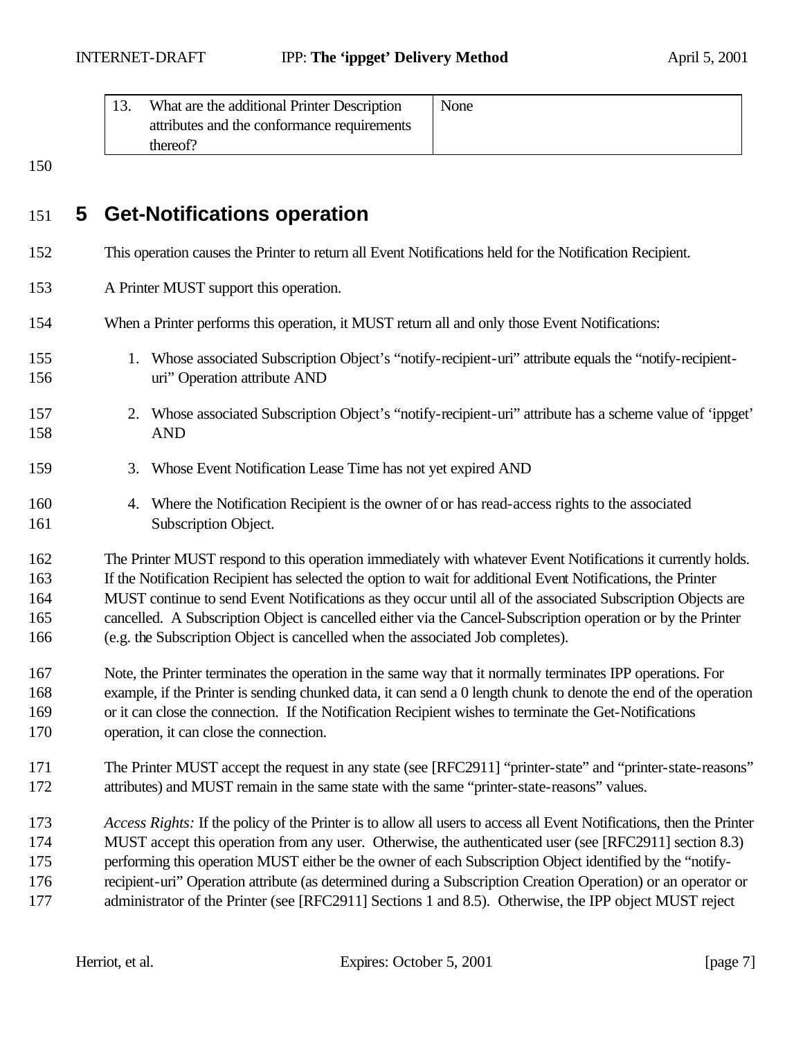| 13. What are the additional Printer Description attributes and the conformance requirements thereof? | None |
|---|---|

## 5 Get-Notifications operation

This operation causes the Printer to return all Event Notifications held for the Notification Recipient.

A Printer MUST support this operation.

When a Printer performs this operation, it MUST return all and only those Event Notifications:

1. Whose associated Subscription Object's "notify-recipient-uri" attribute equals the "notify-recipient-uri" Operation attribute AND

2. Whose associated Subscription Object's "notify-recipient-uri" attribute has a scheme value of 'ippget' AND

3. Whose Event Notification Lease Time has not yet expired AND

4. Where the Notification Recipient is the owner of or has read-access rights to the associated Subscription Object.

The Printer MUST respond to this operation immediately with whatever Event Notifications it currently holds. If the Notification Recipient has selected the option to wait for additional Event Notifications, the Printer MUST continue to send Event Notifications as they occur until all of the associated Subscription Objects are cancelled. A Subscription Object is cancelled either via the Cancel-Subscription operation or by the Printer (e.g. the Subscription Object is cancelled when the associated Job completes).

Note, the Printer terminates the operation in the same way that it normally terminates IPP operations. For example, if the Printer is sending chunked data, it can send a 0 length chunk to denote the end of the operation or it can close the connection. If the Notification Recipient wishes to terminate the Get-Notifications operation, it can close the connection.

The Printer MUST accept the request in any state (see [RFC2911] "printer-state" and "printer-state-reasons" attributes) and MUST remain in the same state with the same "printer-state-reasons" values.

*Access Rights:* If the policy of the Printer is to allow all users to access all Event Notifications, then the Printer MUST accept this operation from any user. Otherwise, the authenticated user (see [RFC2911] section 8.3) performing this operation MUST either be the owner of each Subscription Object identified by the "notify-recipient-uri" Operation attribute (as determined during a Subscription Creation Operation) or an operator or administrator of the Printer (see [RFC2911] Sections 1 and 8.5). Otherwise, the IPP object MUST reject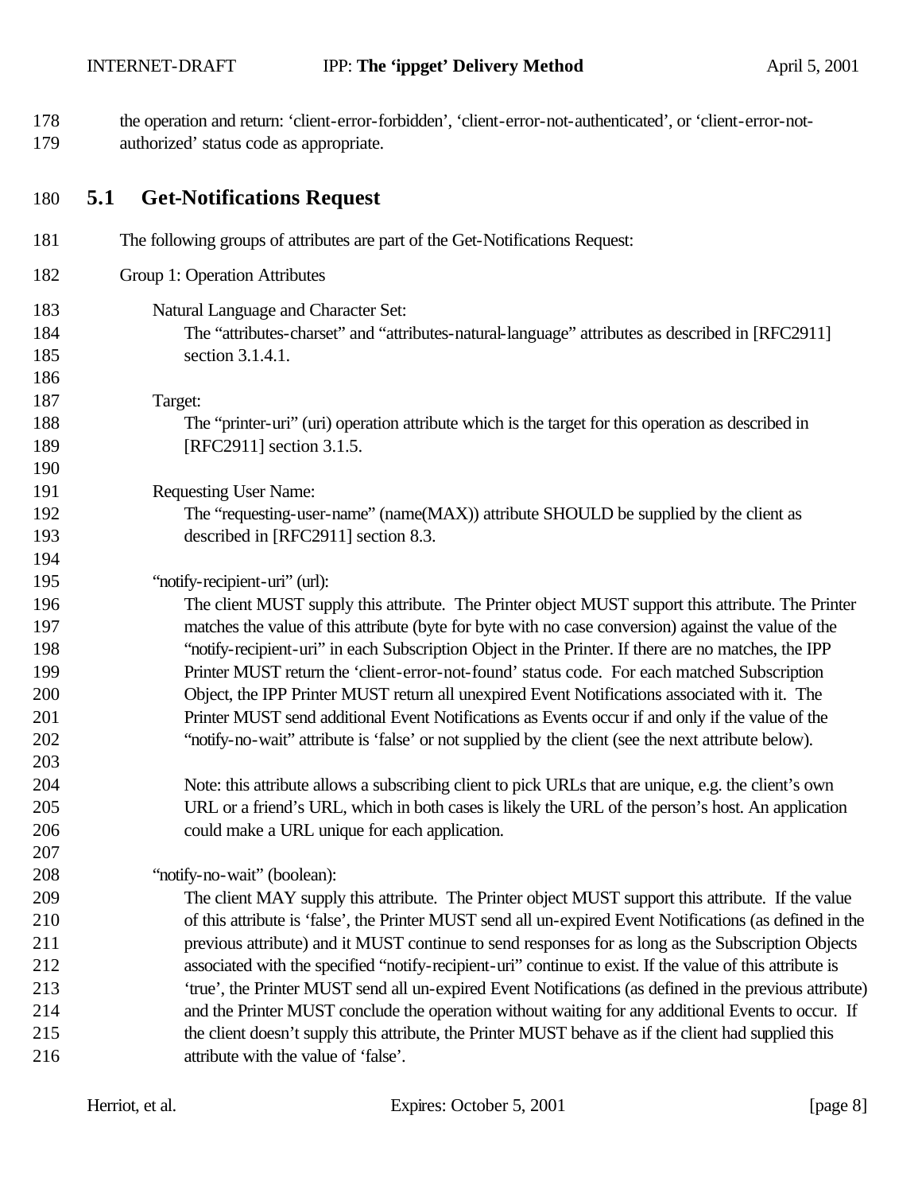the operation and return: 'client-error-forbidden', 'client-error-not-authenticated', or 'client-error-not-authorized' status code as appropriate.

## 5.1 Get-Notifications Request

The following groups of attributes are part of the Get-Notifications Request:

Group 1: Operation Attributes

Natural Language and Character Set:
The "attributes-charset" and "attributes-natural-language" attributes as described in [RFC2911] section 3.1.4.1.

Target:
The "printer-uri" (uri) operation attribute which is the target for this operation as described in [RFC2911] section 3.1.5.

Requesting User Name:
The "requesting-user-name" (name(MAX)) attribute SHOULD be supplied by the client as described in [RFC2911] section 8.3.

"notify-recipient-uri" (url):
The client MUST supply this attribute. The Printer object MUST support this attribute. The Printer matches the value of this attribute (byte for byte with no case conversion) against the value of the "notify-recipient-uri" in each Subscription Object in the Printer. If there are no matches, the IPP Printer MUST return the 'client-error-not-found' status code. For each matched Subscription Object, the IPP Printer MUST return all unexpired Event Notifications associated with it. The Printer MUST send additional Event Notifications as Events occur if and only if the value of the "notify-no-wait" attribute is 'false' or not supplied by the client (see the next attribute below).

Note: this attribute allows a subscribing client to pick URLs that are unique, e.g. the client's own URL or a friend's URL, which in both cases is likely the URL of the person's host. An application could make a URL unique for each application.

"notify-no-wait" (boolean):
The client MAY supply this attribute. The Printer object MUST support this attribute. If the value of this attribute is 'false', the Printer MUST send all un-expired Event Notifications (as defined in the previous attribute) and it MUST continue to send responses for as long as the Subscription Objects associated with the specified "notify-recipient-uri" continue to exist. If the value of this attribute is 'true', the Printer MUST send all un-expired Event Notifications (as defined in the previous attribute) and the Printer MUST conclude the operation without waiting for any additional Events to occur. If the client doesn't supply this attribute, the Printer MUST behave as if the client had supplied this attribute with the value of 'false'.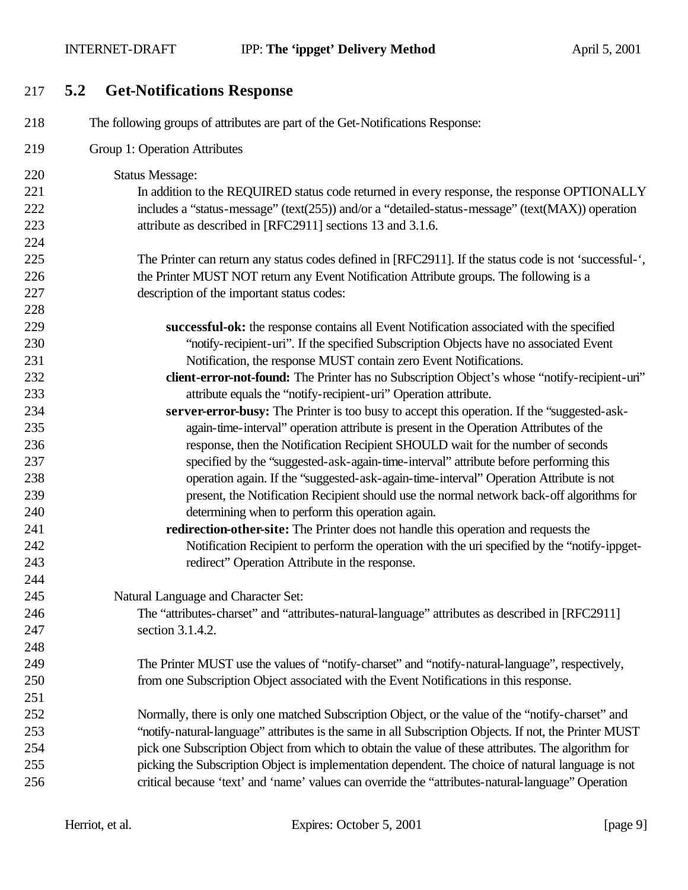### 5.2 Get-Notifications Response

The following groups of attributes are part of the Get-Notifications Response:

Group 1: Operation Attributes

Status Message:

In addition to the REQUIRED status code returned in every response, the response OPTIONALLY includes a "status-message" (text(255)) and/or a "detailed-status-message" (text(MAX)) operation attribute as described in [RFC2911] sections 13 and 3.1.6.

The Printer can return any status codes defined in [RFC2911]. If the status code is not 'successful-', the Printer MUST NOT return any Event Notification Attribute groups. The following is a description of the important status codes:

**successful-ok:** the response contains all Event Notification associated with the specified "notify-recipient-uri". If the specified Subscription Objects have no associated Event Notification, the response MUST contain zero Event Notifications.

**client-error-not-found:** The Printer has no Subscription Object's whose "notify-recipient-uri" attribute equals the "notify-recipient-uri" Operation attribute.

**server-error-busy:** The Printer is too busy to accept this operation. If the "suggested-ask-again-time-interval" operation attribute is present in the Operation Attributes of the response, then the Notification Recipient SHOULD wait for the number of seconds specified by the "suggested-ask-again-time-interval" attribute before performing this operation again. If the "suggested-ask-again-time-interval" Operation Attribute is not present, the Notification Recipient should use the normal network back-off algorithms for determining when to perform this operation again.

**redirection-other-site:** The Printer does not handle this operation and requests the Notification Recipient to perform the operation with the uri specified by the "notify-ippget-redirect" Operation Attribute in the response.

Natural Language and Character Set:

The "attributes-charset" and "attributes-natural-language" attributes as described in [RFC2911] section 3.1.4.2.

The Printer MUST use the values of "notify-charset" and "notify-natural-language", respectively, from one Subscription Object associated with the Event Notifications in this response.

Normally, there is only one matched Subscription Object, or the value of the "notify-charset" and "notify-natural-language" attributes is the same in all Subscription Objects. If not, the Printer MUST pick one Subscription Object from which to obtain the value of these attributes. The algorithm for picking the Subscription Object is implementation dependent. The choice of natural language is not critical because 'text' and 'name' values can override the "attributes-natural-language" Operation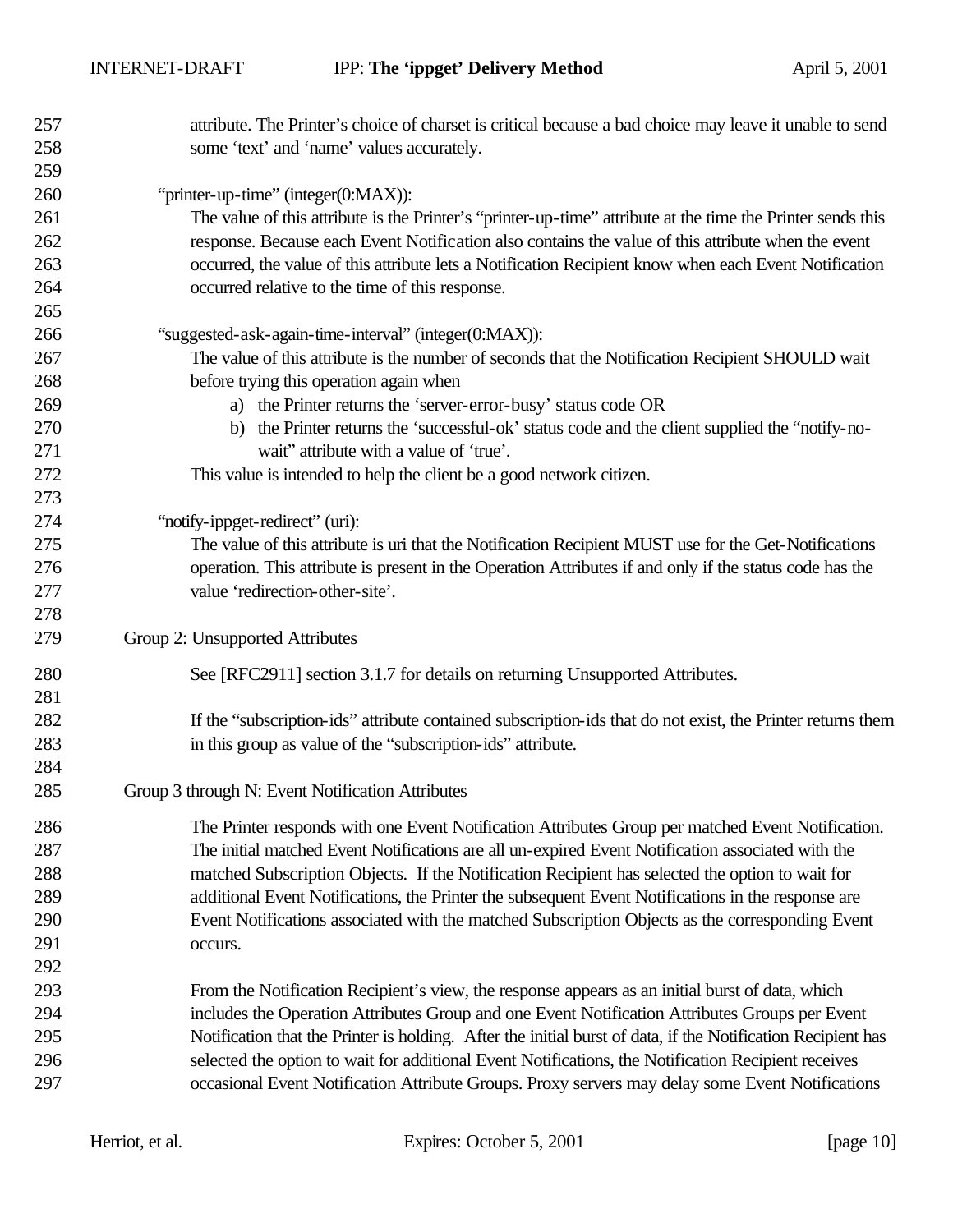attribute. The Printer's choice of charset is critical because a bad choice may leave it unable to send some 'text' and 'name' values accurately.

"printer-up-time" (integer(0:MAX)):

The value of this attribute is the Printer's "printer-up-time" attribute at the time the Printer sends this response. Because each Event Notification also contains the value of this attribute when the event occurred, the value of this attribute lets a Notification Recipient know when each Event Notification occurred relative to the time of this response.

"suggested-ask-again-time-interval" (integer(0:MAX)):

The value of this attribute is the number of seconds that the Notification Recipient SHOULD wait before trying this operation again when

a) the Printer returns the 'server-error-busy' status code OR
b) the Printer returns the 'successful-ok' status code and the client supplied the "notify-no-wait" attribute with a value of 'true'.

This value is intended to help the client be a good network citizen.

"notify-ippget-redirect" (uri):

The value of this attribute is uri that the Notification Recipient MUST use for the Get-Notifications operation. This attribute is present in the Operation Attributes if and only if the status code has the value 'redirection-other-site'.

Group 2: Unsupported Attributes

See [RFC2911] section 3.1.7 for details on returning Unsupported Attributes.

If the "subscription-ids" attribute contained subscription-ids that do not exist, the Printer returns them in this group as value of the "subscription-ids" attribute.

Group 3 through N: Event Notification Attributes

The Printer responds with one Event Notification Attributes Group per matched Event Notification. The initial matched Event Notifications are all un-expired Event Notification associated with the matched Subscription Objects. If the Notification Recipient has selected the option to wait for additional Event Notifications, the Printer the subsequent Event Notifications in the response are Event Notifications associated with the matched Subscription Objects as the corresponding Event occurs.

From the Notification Recipient's view, the response appears as an initial burst of data, which includes the Operation Attributes Group and one Event Notification Attributes Groups per Event Notification that the Printer is holding. After the initial burst of data, if the Notification Recipient has selected the option to wait for additional Event Notifications, the Notification Recipient receives occasional Event Notification Attribute Groups. Proxy servers may delay some Event Notifications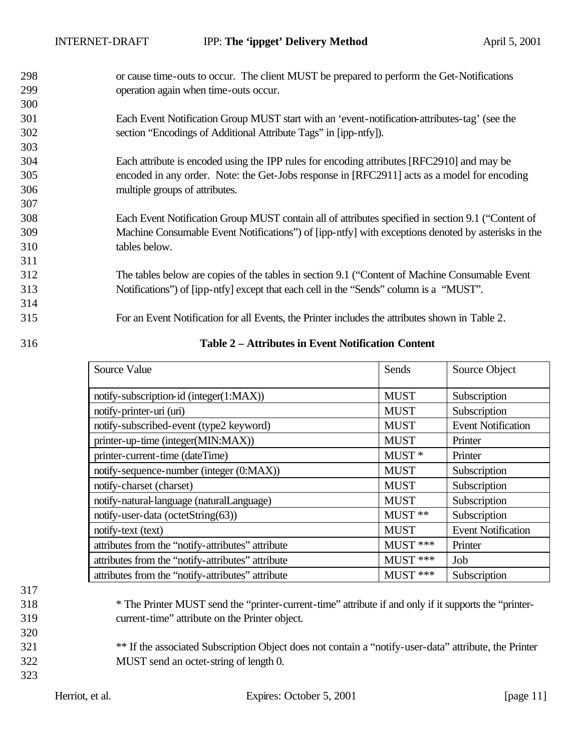or cause time-outs to occur. The client MUST be prepared to perform the Get-Notifications operation again when time-outs occur.

Each Event Notification Group MUST start with an 'event-notification-attributes-tag' (see the section "Encodings of Additional Attribute Tags" in [ipp-ntfy]).

Each attribute is encoded using the IPP rules for encoding attributes [RFC2910] and may be encoded in any order. Note: the Get-Jobs response in [RFC2911] acts as a model for encoding multiple groups of attributes.

Each Event Notification Group MUST contain all of attributes specified in section 9.1 ("Content of Machine Consumable Event Notifications") of [ipp-ntfy] with exceptions denoted by asterisks in the tables below.

The tables below are copies of the tables in section 9.1 ("Content of Machine Consumable Event Notifications") of [ipp-ntfy] except that each cell in the "Sends" column is a "MUST".

For an Event Notification for all Events, the Printer includes the attributes shown in Table 2.

**Table 2 – Attributes in Event Notification Content**

| Source Value | Sends | Source Object |
|---|---|---|
| notify-subscription-id (integer(1:MAX)) | MUST | Subscription |
| notify-printer-uri (uri) | MUST | Subscription |
| notify-subscribed-event (type2 keyword) | MUST | Event Notification |
| printer-up-time (integer(MIN:MAX)) | MUST | Printer |
| printer-current-time (dateTime) | MUST * | Printer |
| notify-sequence-number (integer (0:MAX)) | MUST | Subscription |
| notify-charset (charset) | MUST | Subscription |
| notify-natural-language (naturalLanguage) | MUST | Subscription |
| notify-user-data (octetString(63)) | MUST ** | Subscription |
| notify-text (text) | MUST | Event Notification |
| attributes from the "notify-attributes" attribute | MUST *** | Printer |
| attributes from the "notify-attributes" attribute | MUST *** | Job |
| attributes from the "notify-attributes" attribute | MUST *** | Subscription |

* The Printer MUST send the "printer-current-time" attribute if and only if it supports the "printer-current-time" attribute on the Printer object.

** If the associated Subscription Object does not contain a "notify-user-data" attribute, the Printer MUST send an octet-string of length 0.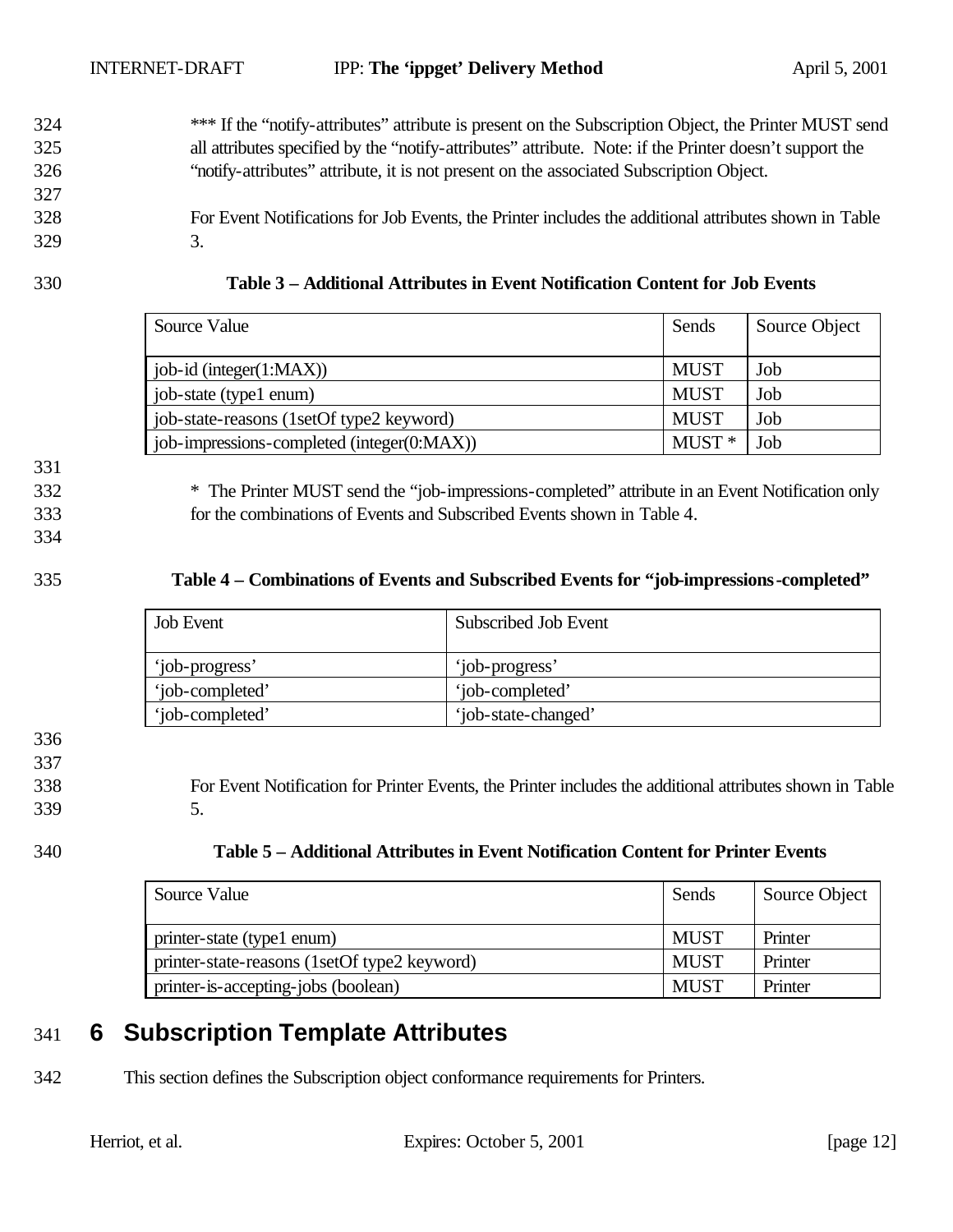*** If the "notify-attributes" attribute is present on the Subscription Object, the Printer MUST send all attributes specified by the "notify-attributes" attribute. Note: if the Printer doesn't support the "notify-attributes" attribute, it is not present on the associated Subscription Object.

For Event Notifications for Job Events, the Printer includes the additional attributes shown in Table 3.

**Table 3 – Additional Attributes in Event Notification Content for Job Events**

| Source Value | Sends | Source Object |
|---|---|---|
| job-id (integer(1:MAX)) | MUST | Job |
| job-state (type1 enum) | MUST | Job |
| job-state-reasons (1setOf type2 keyword) | MUST | Job |
| job-impressions-completed (integer(0:MAX)) | MUST * | Job |

* The Printer MUST send the "job-impressions-completed" attribute in an Event Notification only for the combinations of Events and Subscribed Events shown in Table 4.

**Table 4 – Combinations of Events and Subscribed Events for "job-impressions-completed"**

| Job Event | Subscribed Job Event |
|---|---|
| 'job-progress' | 'job-progress' |
| 'job-completed' | 'job-completed' |
| 'job-completed' | 'job-state-changed' |

For Event Notification for Printer Events, the Printer includes the additional attributes shown in Table 5.

**Table 5 – Additional Attributes in Event Notification Content for Printer Events**

| Source Value | Sends | Source Object |
|---|---|---|
| printer-state (type1 enum) | MUST | Printer |
| printer-state-reasons (1setOf type2 keyword) | MUST | Printer |
| printer-is-accepting-jobs (boolean) | MUST | Printer |

# 6 Subscription Template Attributes

This section defines the Subscription object conformance requirements for Printers.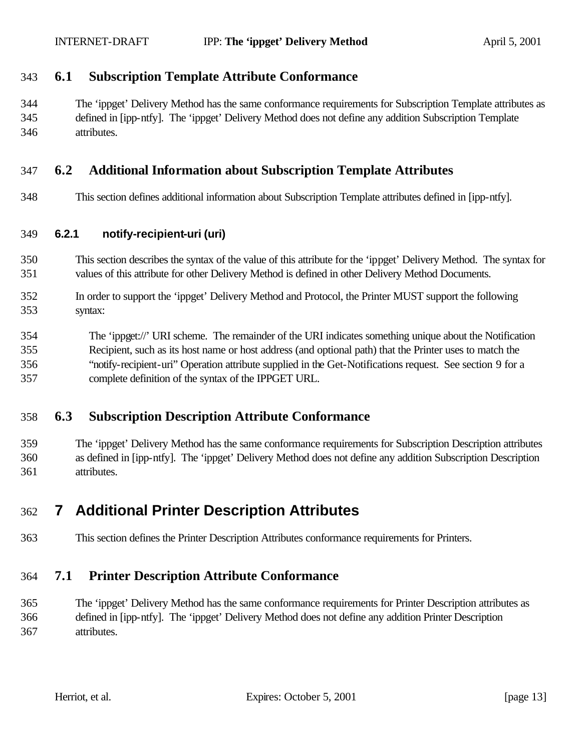## 6.1 Subscription Template Attribute Conformance

The 'ippget' Delivery Method has the same conformance requirements for Subscription Template attributes as defined in [ipp-ntfy]. The 'ippget' Delivery Method does not define any addition Subscription Template attributes.

## 6.2 Additional Information about Subscription Template Attributes

This section defines additional information about Subscription Template attributes defined in [ipp-ntfy].

### 6.2.1 notify-recipient-uri (uri)

This section describes the syntax of the value of this attribute for the 'ippget' Delivery Method. The syntax for values of this attribute for other Delivery Method is defined in other Delivery Method Documents.

In order to support the 'ippget' Delivery Method and Protocol, the Printer MUST support the following syntax:

The 'ippget://' URI scheme. The remainder of the URI indicates something unique about the Notification Recipient, such as its host name or host address (and optional path) that the Printer uses to match the "notify-recipient-uri" Operation attribute supplied in the Get-Notifications request. See section 9 for a complete definition of the syntax of the IPPGET URL.

## 6.3 Subscription Description Attribute Conformance

The 'ippget' Delivery Method has the same conformance requirements for Subscription Description attributes as defined in [ipp-ntfy]. The 'ippget' Delivery Method does not define any addition Subscription Description attributes.

# 7 Additional Printer Description Attributes

This section defines the Printer Description Attributes conformance requirements for Printers.

## 7.1 Printer Description Attribute Conformance

The 'ippget' Delivery Method has the same conformance requirements for Printer Description attributes as defined in [ipp-ntfy]. The 'ippget' Delivery Method does not define any addition Printer Description attributes.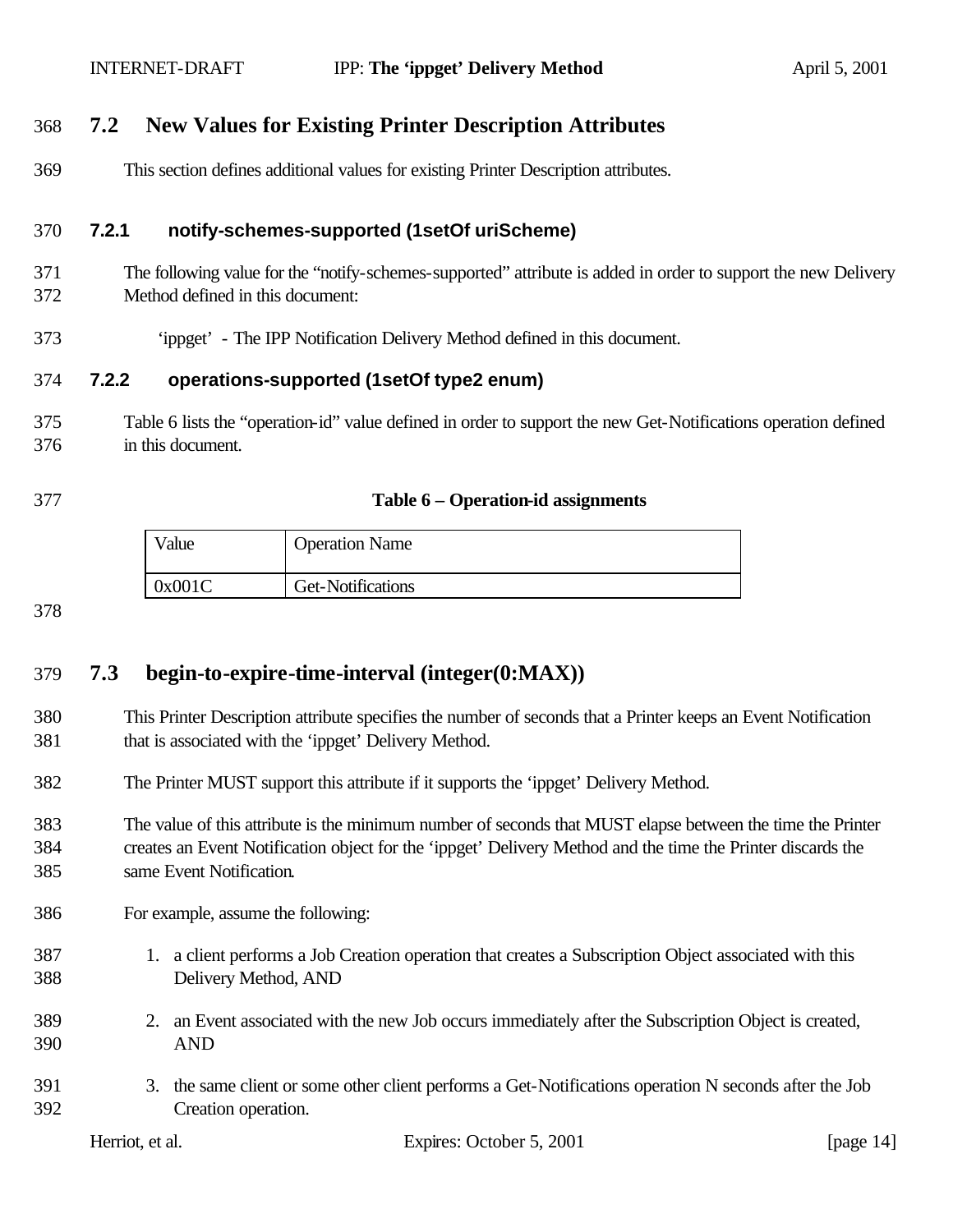## 7.2 New Values for Existing Printer Description Attributes

This section defines additional values for existing Printer Description attributes.

### 7.2.1 notify-schemes-supported (1setOf uriScheme)

The following value for the "notify-schemes-supported" attribute is added in order to support the new Delivery Method defined in this document:

'ippget' - The IPP Notification Delivery Method defined in this document.

### 7.2.2 operations-supported (1setOf type2 enum)

Table 6 lists the "operation-id" value defined in order to support the new Get-Notifications operation defined in this document.

**Table 6 – Operation-id assignments**

| Value | Operation Name |
|---|---|
| 0x001C | Get-Notifications |

## 7.3 begin-to-expire-time-interval (integer(0:MAX))

This Printer Description attribute specifies the number of seconds that a Printer keeps an Event Notification that is associated with the 'ippget' Delivery Method.

The Printer MUST support this attribute if it supports the 'ippget' Delivery Method.

The value of this attribute is the minimum number of seconds that MUST elapse between the time the Printer creates an Event Notification object for the 'ippget' Delivery Method and the time the Printer discards the same Event Notification.

For example, assume the following:

1. a client performs a Job Creation operation that creates a Subscription Object associated with this Delivery Method, AND
2. an Event associated with the new Job occurs immediately after the Subscription Object is created, AND
3. the same client or some other client performs a Get-Notifications operation N seconds after the Job Creation operation.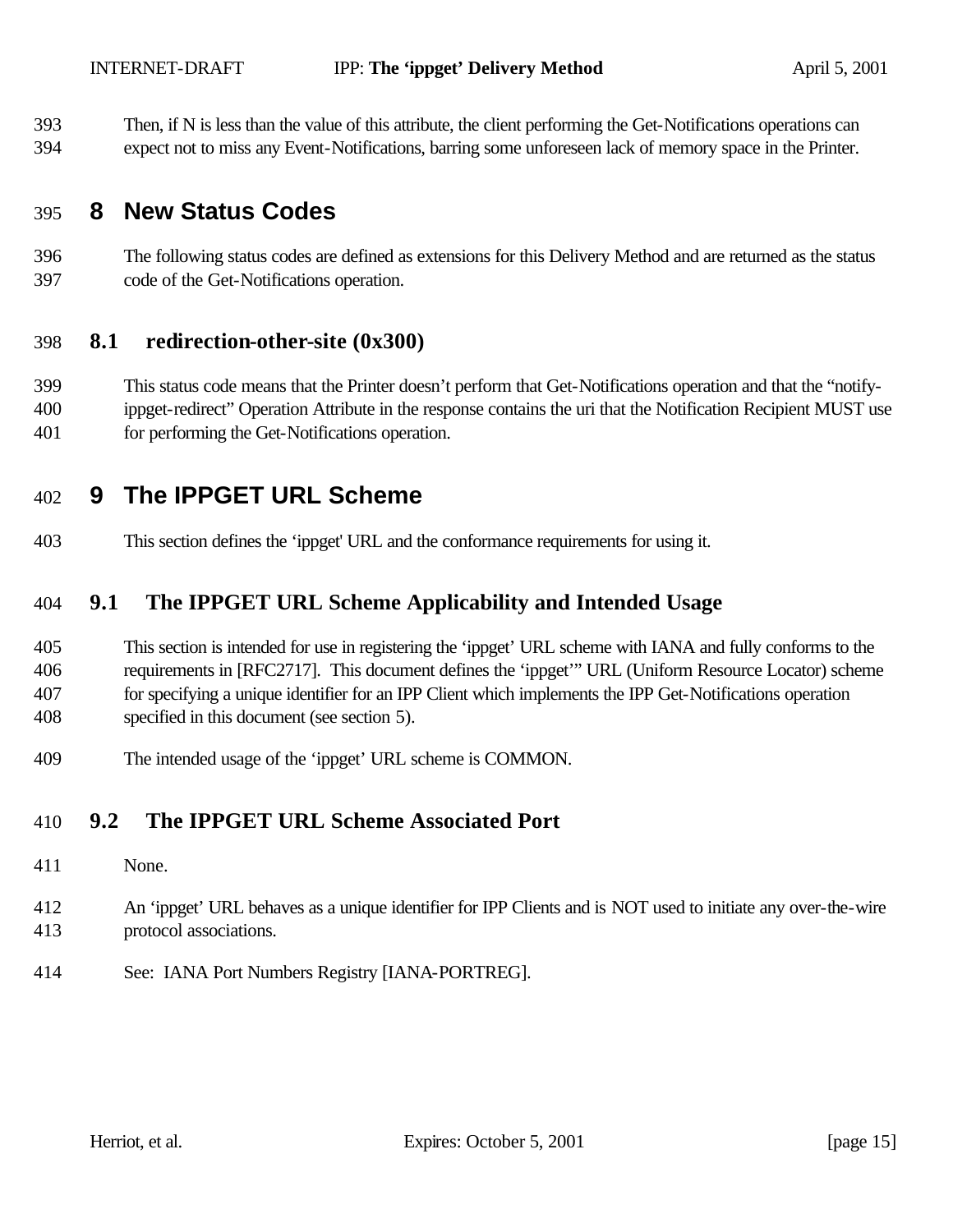Then, if N is less than the value of this attribute, the client performing the Get-Notifications operations can expect not to miss any Event-Notifications, barring some unforeseen lack of memory space in the Printer.

# 8 New Status Codes

The following status codes are defined as extensions for this Delivery Method and are returned as the status code of the Get-Notifications operation.

## 8.1 redirection-other-site (0x300)

This status code means that the Printer doesn't perform that Get-Notifications operation and that the "notify-ippget-redirect" Operation Attribute in the response contains the uri that the Notification Recipient MUST use for performing the Get-Notifications operation.

# 9 The IPPGET URL Scheme

This section defines the 'ippget' URL and the conformance requirements for using it.

## 9.1 The IPPGET URL Scheme Applicability and Intended Usage

This section is intended for use in registering the 'ippget' URL scheme with IANA and fully conforms to the requirements in [RFC2717]. This document defines the 'ippget'" URL (Uniform Resource Locator) scheme for specifying a unique identifier for an IPP Client which implements the IPP Get-Notifications operation specified in this document (see section 5).

The intended usage of the 'ippget' URL scheme is COMMON.

## 9.2 The IPPGET URL Scheme Associated Port

None.

An 'ippget' URL behaves as a unique identifier for IPP Clients and is NOT used to initiate any over-the-wire protocol associations.

See: IANA Port Numbers Registry [IANA-PORTREG].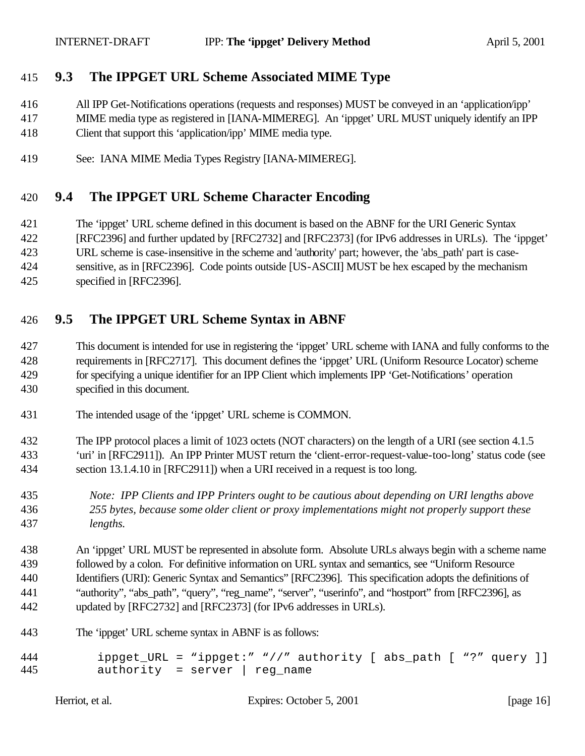### 9.3 The IPPGET URL Scheme Associated MIME Type

All IPP Get-Notifications operations (requests and responses) MUST be conveyed in an 'application/ipp' MIME media type as registered in [IANA-MIMEREG]. An 'ippget' URL MUST uniquely identify an IPP Client that support this 'application/ipp' MIME media type.

See: IANA MIME Media Types Registry [IANA-MIMEREG].

### 9.4 The IPPGET URL Scheme Character Encoding

The 'ippget' URL scheme defined in this document is based on the ABNF for the URI Generic Syntax [RFC2396] and further updated by [RFC2732] and [RFC2373] (for IPv6 addresses in URLs). The 'ippget' URL scheme is case-insensitive in the scheme and 'authority' part; however, the 'abs_path' part is case-sensitive, as in [RFC2396]. Code points outside [US-ASCII] MUST be hex escaped by the mechanism specified in [RFC2396].

### 9.5 The IPPGET URL Scheme Syntax in ABNF

This document is intended for use in registering the 'ippget' URL scheme with IANA and fully conforms to the requirements in [RFC2717]. This document defines the 'ippget' URL (Uniform Resource Locator) scheme for specifying a unique identifier for an IPP Client which implements IPP 'Get-Notifications' operation specified in this document.

The intended usage of the 'ippget' URL scheme is COMMON.

The IPP protocol places a limit of 1023 octets (NOT characters) on the length of a URI (see section 4.1.5 'uri' in [RFC2911]). An IPP Printer MUST return the 'client-error-request-value-too-long' status code (see section 13.1.4.10 in [RFC2911]) when a URI received in a request is too long.

*Note: IPP Clients and IPP Printers ought to be cautious about depending on URI lengths above 255 bytes, because some older client or proxy implementations might not properly support these lengths.*

An 'ippget' URL MUST be represented in absolute form. Absolute URLs always begin with a scheme name followed by a colon. For definitive information on URL syntax and semantics, see "Uniform Resource Identifiers (URI): Generic Syntax and Semantics" [RFC2396]. This specification adopts the definitions of "authority", "abs_path", "query", "reg_name", "server", "userinfo", and "hostport" from [RFC2396], as updated by [RFC2732] and [RFC2373] (for IPv6 addresses in URLs).

The 'ippget' URL scheme syntax in ABNF is as follows:

```
ippget_URL = "ippget:" "//" authority [ abs_path [ "?" query ]]
authority  = server | reg_name
```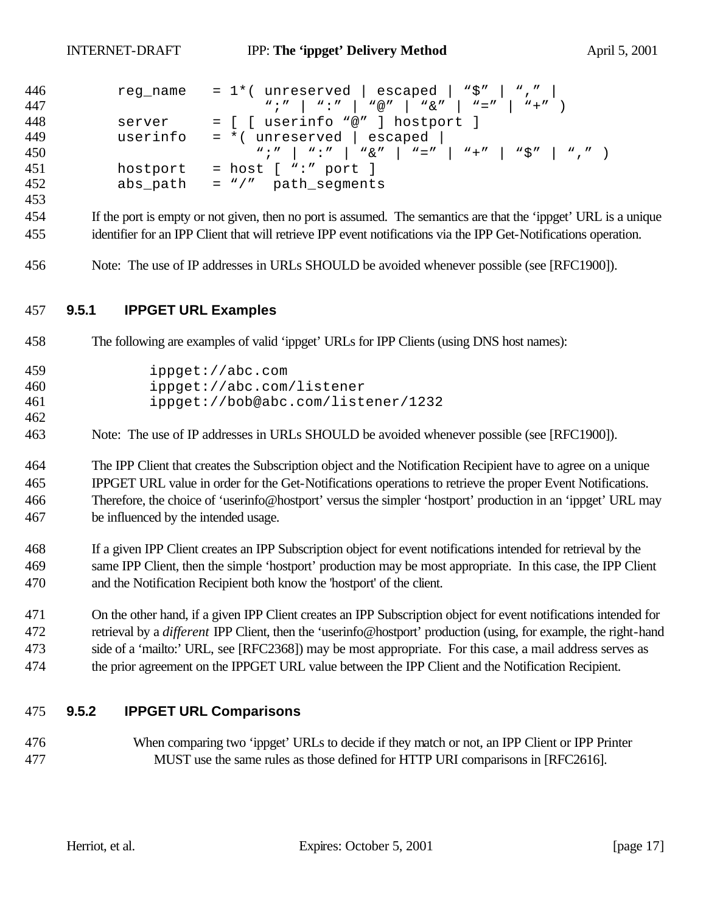```
    reg_name   = 1*( unreserved | escaped | "$" | "," |
                     ";" | ":" | "@" | "&" | "=" | "+" )
    server     = [ [ userinfo "@" ] hostport ]
    userinfo   = *( unreserved | escaped |
                    ";" | ":" | "&" | "=" | "+" | "$" | "," )
    hostport   = host [ ":" port ]
    abs_path   = "/"  path_segments
```

If the port is empty or not given, then no port is assumed. The semantics are that the 'ippget' URL is a unique identifier for an IPP Client that will retrieve IPP event notifications via the IPP Get-Notifications operation.

Note: The use of IP addresses in URLs SHOULD be avoided whenever possible (see [RFC1900]).

### 9.5.1 IPPGET URL Examples

The following are examples of valid 'ippget' URLs for IPP Clients (using DNS host names):

```
ippget://abc.com
ippget://abc.com/listener
ippget://bob@abc.com/listener/1232
```

Note: The use of IP addresses in URLs SHOULD be avoided whenever possible (see [RFC1900]).

The IPP Client that creates the Subscription object and the Notification Recipient have to agree on a unique IPPGET URL value in order for the Get-Notifications operations to retrieve the proper Event Notifications. Therefore, the choice of 'userinfo@hostport' versus the simpler 'hostport' production in an 'ippget' URL may be influenced by the intended usage.

If a given IPP Client creates an IPP Subscription object for event notifications intended for retrieval by the same IPP Client, then the simple 'hostport' production may be most appropriate. In this case, the IPP Client and the Notification Recipient both know the 'hostport' of the client.

On the other hand, if a given IPP Client creates an IPP Subscription object for event notifications intended for retrieval by a *different* IPP Client, then the 'userinfo@hostport' production (using, for example, the right-hand side of a 'mailto:' URL, see [RFC2368]) may be most appropriate. For this case, a mail address serves as the prior agreement on the IPPGET URL value between the IPP Client and the Notification Recipient.

### 9.5.2 IPPGET URL Comparisons

When comparing two 'ippget' URLs to decide if they match or not, an IPP Client or IPP Printer MUST use the same rules as those defined for HTTP URI comparisons in [RFC2616].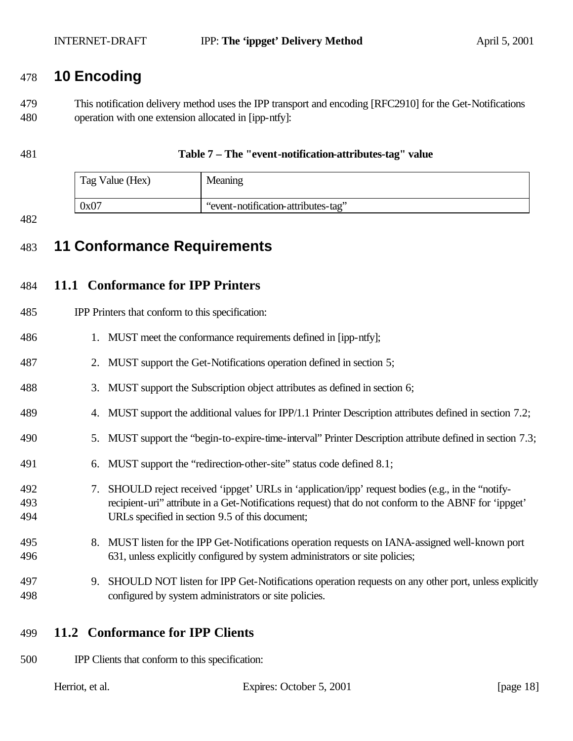# 10 Encoding

This notification delivery method uses the IPP transport and encoding [RFC2910] for the Get-Notifications operation with one extension allocated in [ipp-ntfy]:

**Table 7 – The "event-notification-attributes-tag" value**

| Tag Value (Hex) | Meaning |
|---|---|
| 0x07 | “event-notification-attributes-tag” |

# 11 Conformance Requirements

## 11.1 Conformance for IPP Printers

IPP Printers that conform to this specification:

1. MUST meet the conformance requirements defined in [ipp-ntfy];
2. MUST support the Get-Notifications operation defined in section 5;
3. MUST support the Subscription object attributes as defined in section 6;
4. MUST support the additional values for IPP/1.1 Printer Description attributes defined in section 7.2;
5. MUST support the “begin-to-expire-time-interval” Printer Description attribute defined in section 7.3;
6. MUST support the “redirection-other-site” status code defined 8.1;
7. SHOULD reject received ‘ippget’ URLs in ‘application/ipp’ request bodies (e.g., in the “notify-recipient-uri” attribute in a Get-Notifications request) that do not conform to the ABNF for ‘ippget’ URLs specified in section 9.5 of this document;
8. MUST listen for the IPP Get-Notifications operation requests on IANA-assigned well-known port 631, unless explicitly configured by system administrators or site policies;
9. SHOULD NOT listen for IPP Get-Notifications operation requests on any other port, unless explicitly configured by system administrators or site policies.

## 11.2 Conformance for IPP Clients

IPP Clients that conform to this specification: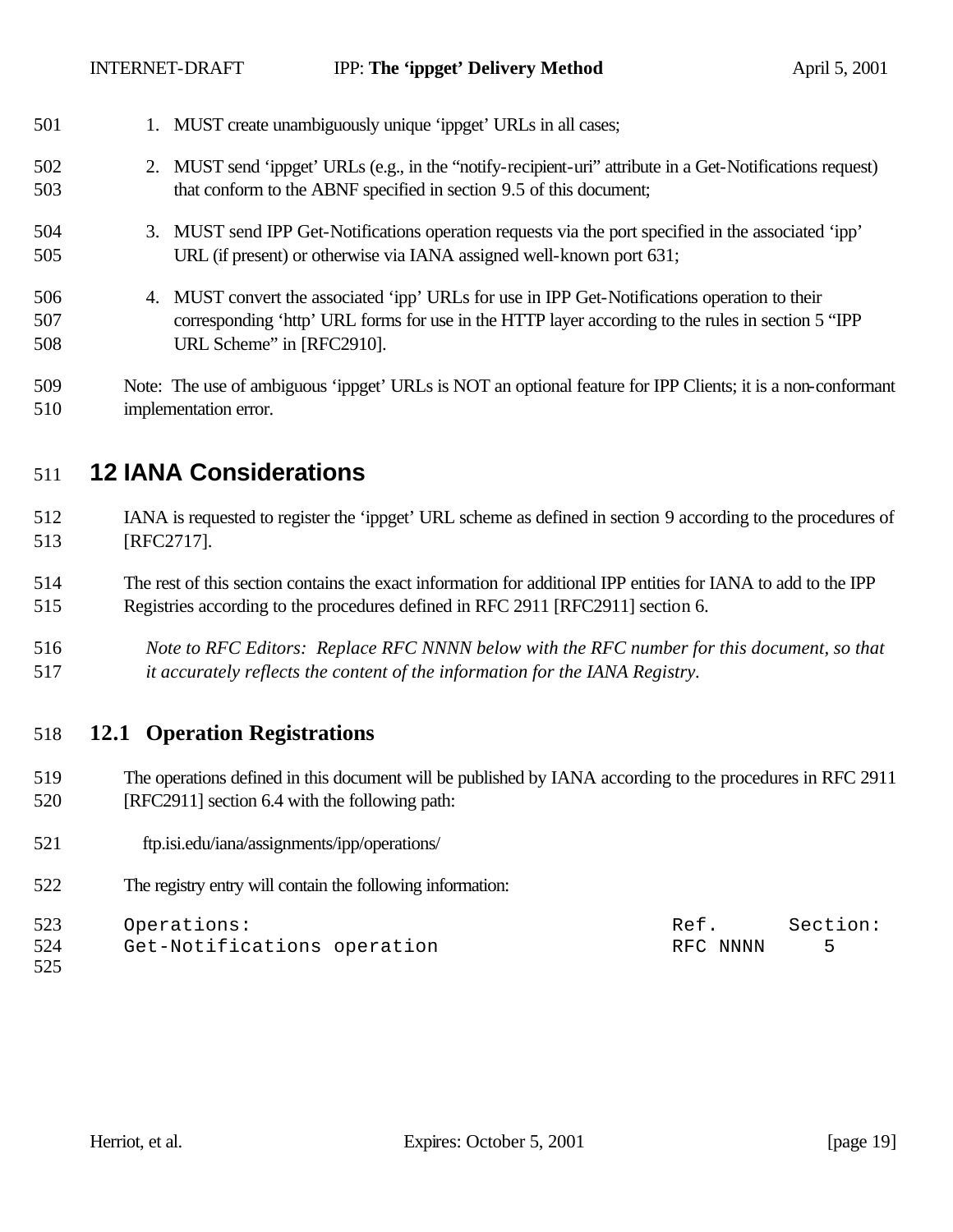1. MUST create unambiguously unique 'ippget' URLs in all cases;

2. MUST send 'ippget' URLs (e.g., in the "notify-recipient-uri" attribute in a Get-Notifications request) that conform to the ABNF specified in section 9.5 of this document;

3. MUST send IPP Get-Notifications operation requests via the port specified in the associated 'ipp' URL (if present) or otherwise via IANA assigned well-known port 631;

4. MUST convert the associated 'ipp' URLs for use in IPP Get-Notifications operation to their corresponding 'http' URL forms for use in the HTTP layer according to the rules in section 5 "IPP URL Scheme" in [RFC2910].

Note: The use of ambiguous 'ippget' URLs is NOT an optional feature for IPP Clients; it is a non-conformant implementation error.

# 12 IANA Considerations

IANA is requested to register the 'ippget' URL scheme as defined in section 9 according to the procedures of [RFC2717].

The rest of this section contains the exact information for additional IPP entities for IANA to add to the IPP Registries according to the procedures defined in RFC 2911 [RFC2911] section 6.

*Note to RFC Editors: Replace RFC NNNN below with the RFC number for this document, so that it accurately reflects the content of the information for the IANA Registry.*

## 12.1 Operation Registrations

The operations defined in this document will be published by IANA according to the procedures in RFC 2911 [RFC2911] section 6.4 with the following path:

ftp.isi.edu/iana/assignments/ipp/operations/

The registry entry will contain the following information:

```
Operations:                                    Ref.      Section:
Get-Notifications operation                    RFC NNNN     5
```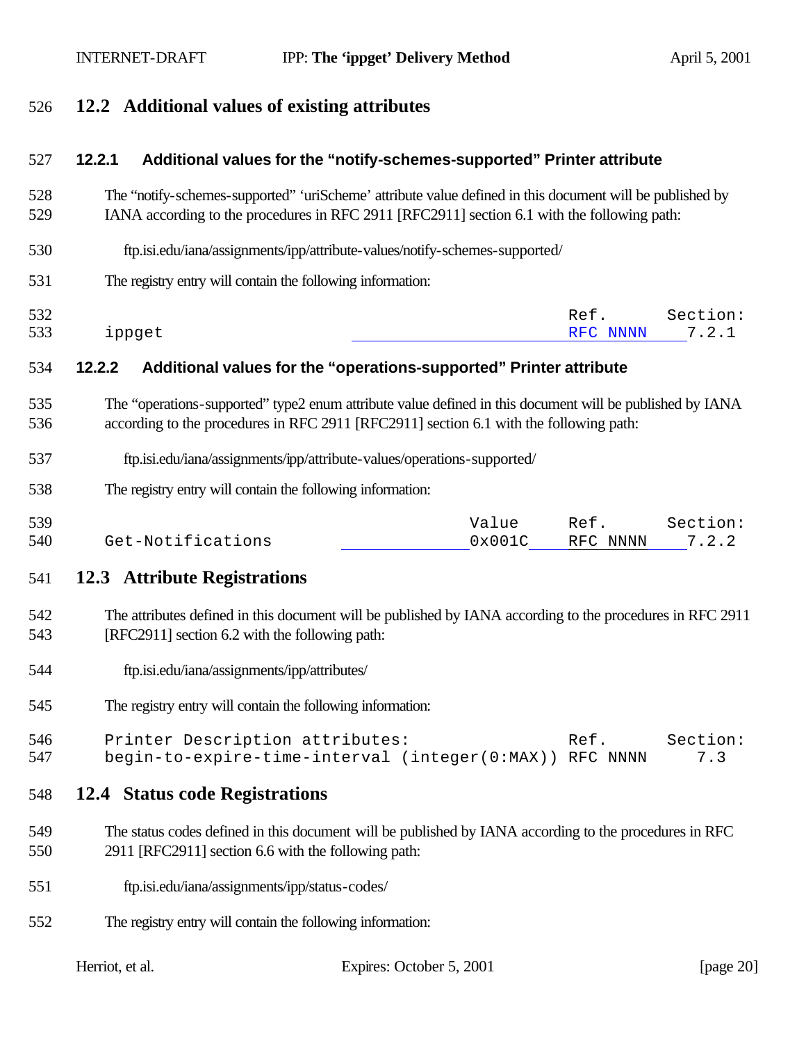## 12.2 Additional values of existing attributes

### 12.2.1 Additional values for the "notify-schemes-supported" Printer attribute

The "notify-schemes-supported" 'uriScheme' attribute value defined in this document will be published by IANA according to the procedures in RFC 2911 [RFC2911] section 6.1 with the following path:

ftp.isi.edu/iana/assignments/ipp/attribute-values/notify-schemes-supported/

The registry entry will contain the following information:

```
                                        Ref.      Section:
ippget                                  RFC NNNN    7.2.1
```

### 12.2.2 Additional values for the "operations-supported" Printer attribute

The "operations-supported" type2 enum attribute value defined in this document will be published by IANA according to the procedures in RFC 2911 [RFC2911] section 6.1 with the following path:

ftp.isi.edu/iana/assignments/ipp/attribute-values/operations-supported/

The registry entry will contain the following information:

```
                               Value     Ref.      Section:
Get-Notifications              0x001C    RFC NNNN    7.2.2
```

## 12.3 Attribute Registrations

The attributes defined in this document will be published by IANA according to the procedures in RFC 2911 [RFC2911] section 6.2 with the following path:

ftp.isi.edu/iana/assignments/ipp/attributes/

The registry entry will contain the following information:

```
Printer Description attributes:                Ref.      Section:
begin-to-expire-time-interval (integer(0:MAX)) RFC NNNN     7.3
```

## 12.4 Status code Registrations

The status codes defined in this document will be published by IANA according to the procedures in RFC 2911 [RFC2911] section 6.6 with the following path:

ftp.isi.edu/iana/assignments/ipp/status-codes/

The registry entry will contain the following information: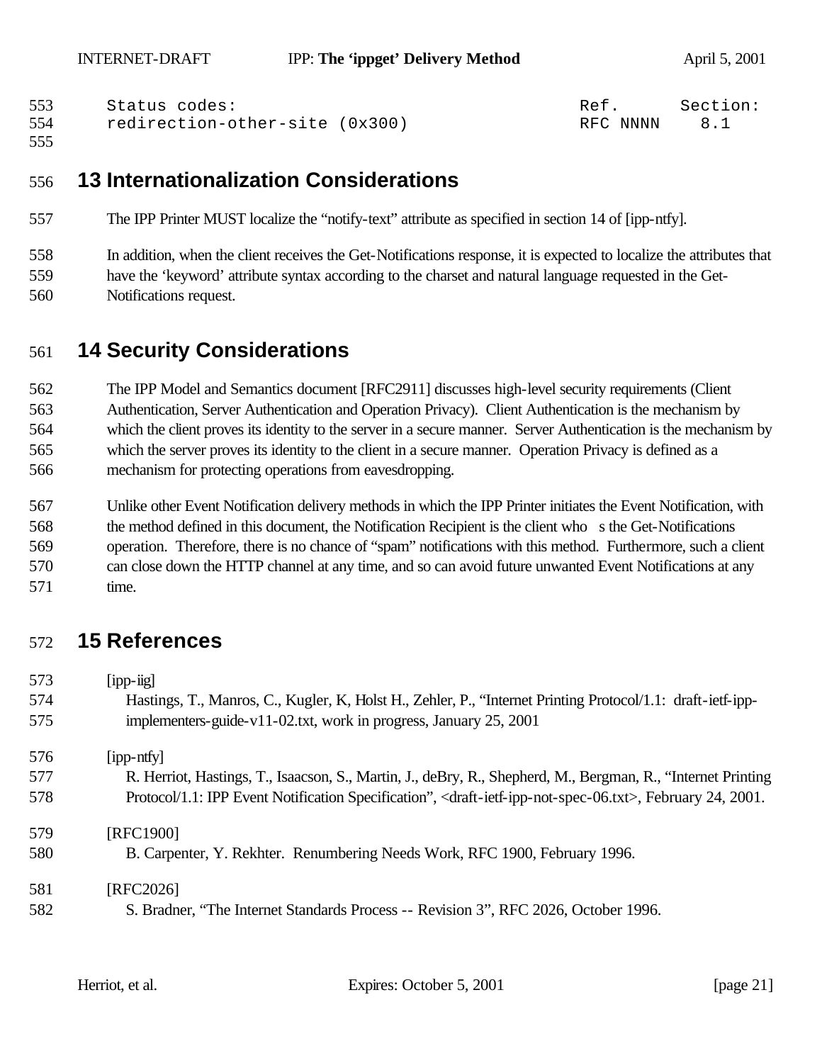```
Status codes:                                  Ref.      Section:
redirection-other-site (0x300)                 RFC NNNN    8.1
```

# 13 Internationalization Considerations

The IPP Printer MUST localize the "notify-text" attribute as specified in section 14 of [ipp-ntfy].

In addition, when the client receives the Get-Notifications response, it is expected to localize the attributes that have the 'keyword' attribute syntax according to the charset and natural language requested in the Get-Notifications request.

# 14 Security Considerations

The IPP Model and Semantics document [RFC2911] discusses high-level security requirements (Client Authentication, Server Authentication and Operation Privacy). Client Authentication is the mechanism by which the client proves its identity to the server in a secure manner. Server Authentication is the mechanism by which the server proves its identity to the client in a secure manner. Operation Privacy is defined as a mechanism for protecting operations from eavesdropping.

Unlike other Event Notification delivery methods in which the IPP Printer initiates the Event Notification, with the method defined in this document, the Notification Recipient is the client who s the Get-Notifications operation. Therefore, there is no chance of "spam" notifications with this method. Furthermore, such a client can close down the HTTP channel at any time, and so can avoid future unwanted Event Notifications at any time.

# 15 References

[ipp-iig]
Hastings, T., Manros, C., Kugler, K, Holst H., Zehler, P., "Internet Printing Protocol/1.1: draft-ietf-ipp-implementers-guide-v11-02.txt, work in progress, January 25, 2001

[ipp-ntfy]
R. Herriot, Hastings, T., Isaacson, S., Martin, J., deBry, R., Shepherd, M., Bergman, R., "Internet Printing Protocol/1.1: IPP Event Notification Specification", <draft-ietf-ipp-not-spec-06.txt>, February 24, 2001.

[RFC1900]
B. Carpenter, Y. Rekhter. Renumbering Needs Work, RFC 1900, February 1996.

[RFC2026]
S. Bradner, "The Internet Standards Process -- Revision 3", RFC 2026, October 1996.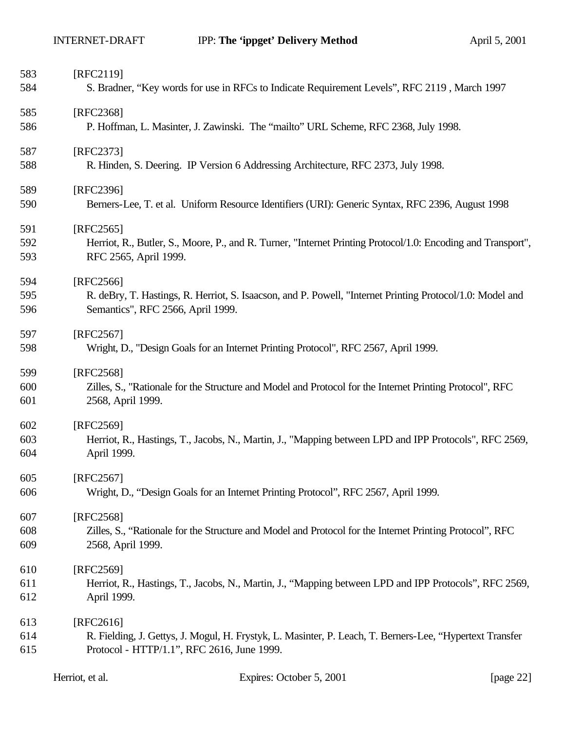[RFC2119]
S. Bradner, "Key words for use in RFCs to Indicate Requirement Levels", RFC 2119 , March 1997

[RFC2368]
P. Hoffman, L. Masinter, J. Zawinski. The "mailto" URL Scheme, RFC 2368, July 1998.

[RFC2373]
R. Hinden, S. Deering. IP Version 6 Addressing Architecture, RFC 2373, July 1998.

[RFC2396]
Berners-Lee, T. et al. Uniform Resource Identifiers (URI): Generic Syntax, RFC 2396, August 1998

[RFC2565]
Herriot, R., Butler, S., Moore, P., and R. Turner, "Internet Printing Protocol/1.0: Encoding and Transport", RFC 2565, April 1999.

[RFC2566]
R. deBry, T. Hastings, R. Herriot, S. Isaacson, and P. Powell, "Internet Printing Protocol/1.0: Model and Semantics", RFC 2566, April 1999.

[RFC2567]
Wright, D., "Design Goals for an Internet Printing Protocol", RFC 2567, April 1999.

[RFC2568]
Zilles, S., "Rationale for the Structure and Model and Protocol for the Internet Printing Protocol", RFC 2568, April 1999.

[RFC2569]
Herriot, R., Hastings, T., Jacobs, N., Martin, J., "Mapping between LPD and IPP Protocols", RFC 2569, April 1999.

[RFC2567]
Wright, D., "Design Goals for an Internet Printing Protocol", RFC 2567, April 1999.

[RFC2568]
Zilles, S., "Rationale for the Structure and Model and Protocol for the Internet Printing Protocol", RFC 2568, April 1999.

[RFC2569]
Herriot, R., Hastings, T., Jacobs, N., Martin, J., "Mapping between LPD and IPP Protocols", RFC 2569, April 1999.

[RFC2616]
R. Fielding, J. Gettys, J. Mogul, H. Frystyk, L. Masinter, P. Leach, T. Berners-Lee, "Hypertext Transfer Protocol - HTTP/1.1", RFC 2616, June 1999.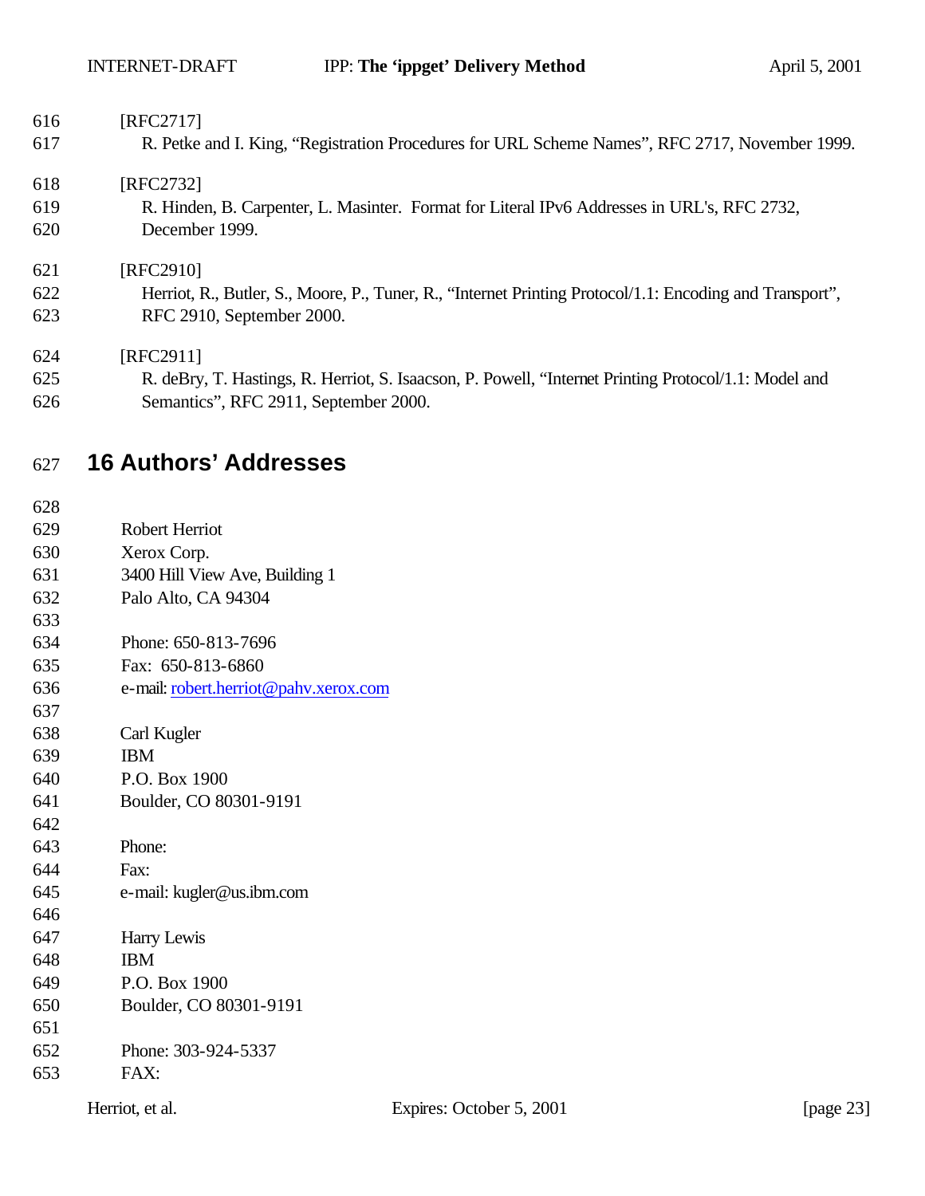[RFC2717]
R. Petke and I. King, “Registration Procedures for URL Scheme Names”, RFC 2717, November 1999.

[RFC2732]
R. Hinden, B. Carpenter, L. Masinter. Format for Literal IPv6 Addresses in URL's, RFC 2732, December 1999.

[RFC2910]
Herriot, R., Butler, S., Moore, P., Tuner, R., “Internet Printing Protocol/1.1: Encoding and Transport”, RFC 2910, September 2000.

[RFC2911]
R. deBry, T. Hastings, R. Herriot, S. Isaacson, P. Powell, “Internet Printing Protocol/1.1: Model and Semantics”, RFC 2911, September 2000.

# 16 Authors’ Addresses

Robert Herriot
Xerox Corp.
3400 Hill View Ave, Building 1
Palo Alto, CA 94304

Phone: 650-813-7696
Fax: 650-813-6860
e-mail: robert.herriot@pahv.xerox.com

Carl Kugler
IBM
P.O. Box 1900
Boulder, CO 80301-9191

Phone:
Fax:
e-mail: kugler@us.ibm.com

Harry Lewis
IBM
P.O. Box 1900
Boulder, CO 80301-9191

Phone: 303-924-5337
FAX: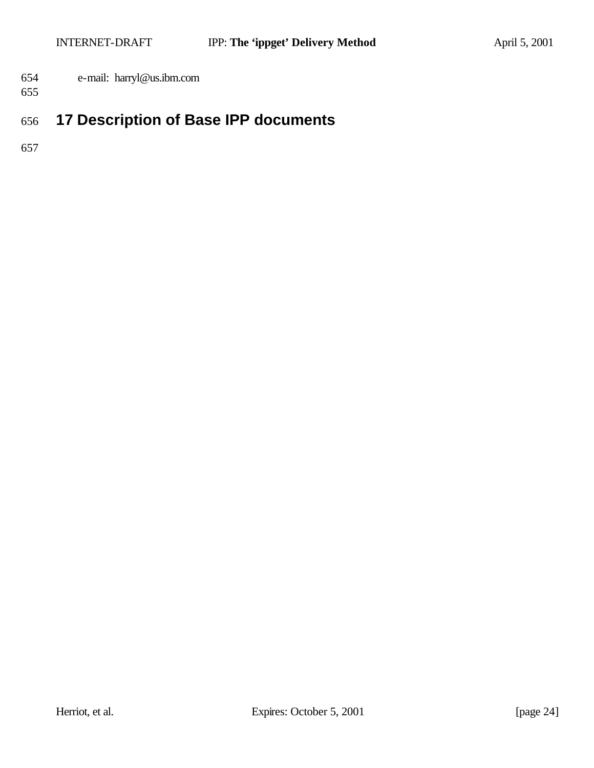e-mail: harryl@us.ibm.com

# 17 Description of Base IPP documents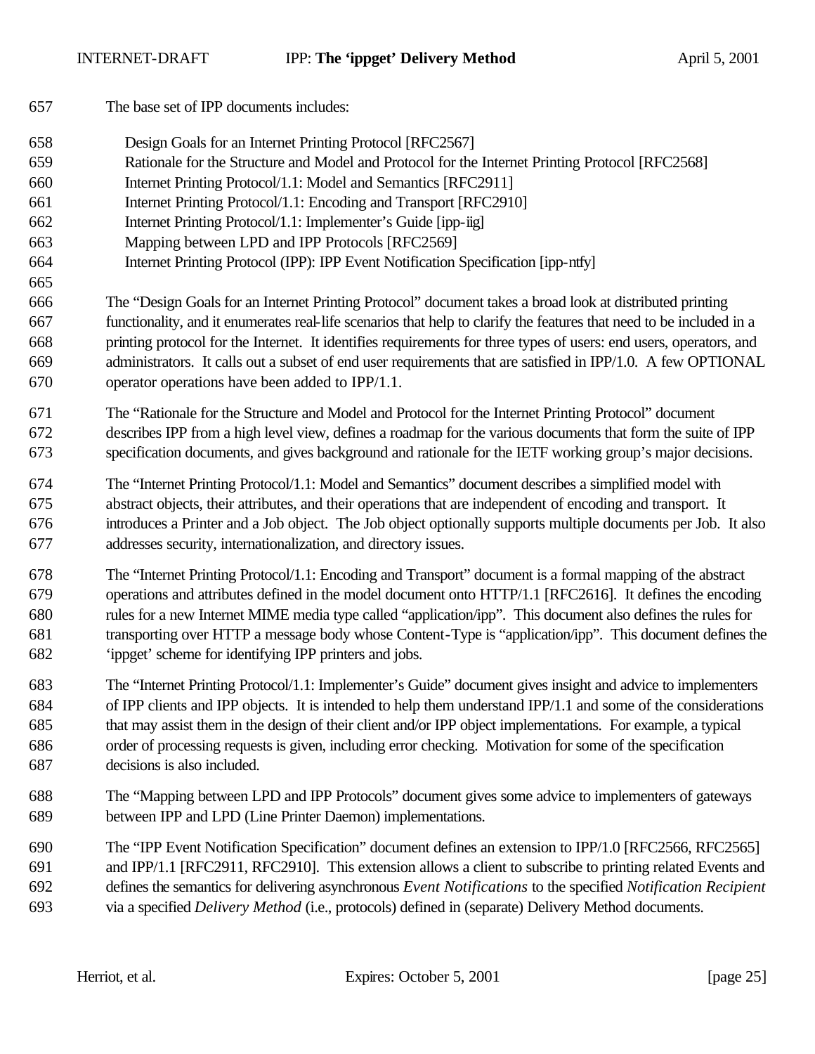The base set of IPP documents includes:

- Design Goals for an Internet Printing Protocol [RFC2567]
- Rationale for the Structure and Model and Protocol for the Internet Printing Protocol [RFC2568]
- Internet Printing Protocol/1.1: Model and Semantics [RFC2911]
- Internet Printing Protocol/1.1: Encoding and Transport [RFC2910]
- Internet Printing Protocol/1.1: Implementer's Guide [ipp-iig]
- Mapping between LPD and IPP Protocols [RFC2569]
- Internet Printing Protocol (IPP): IPP Event Notification Specification [ipp-ntfy]

The "Design Goals for an Internet Printing Protocol" document takes a broad look at distributed printing functionality, and it enumerates real-life scenarios that help to clarify the features that need to be included in a printing protocol for the Internet. It identifies requirements for three types of users: end users, operators, and administrators. It calls out a subset of end user requirements that are satisfied in IPP/1.0. A few OPTIONAL operator operations have been added to IPP/1.1.

The "Rationale for the Structure and Model and Protocol for the Internet Printing Protocol" document describes IPP from a high level view, defines a roadmap for the various documents that form the suite of IPP specification documents, and gives background and rationale for the IETF working group's major decisions.

The "Internet Printing Protocol/1.1: Model and Semantics" document describes a simplified model with abstract objects, their attributes, and their operations that are independent of encoding and transport. It introduces a Printer and a Job object. The Job object optionally supports multiple documents per Job. It also addresses security, internationalization, and directory issues.

The "Internet Printing Protocol/1.1: Encoding and Transport" document is a formal mapping of the abstract operations and attributes defined in the model document onto HTTP/1.1 [RFC2616]. It defines the encoding rules for a new Internet MIME media type called "application/ipp". This document also defines the rules for transporting over HTTP a message body whose Content-Type is "application/ipp". This document defines the 'ippget' scheme for identifying IPP printers and jobs.

The "Internet Printing Protocol/1.1: Implementer's Guide" document gives insight and advice to implementers of IPP clients and IPP objects. It is intended to help them understand IPP/1.1 and some of the considerations that may assist them in the design of their client and/or IPP object implementations. For example, a typical order of processing requests is given, including error checking. Motivation for some of the specification decisions is also included.

The "Mapping between LPD and IPP Protocols" document gives some advice to implementers of gateways between IPP and LPD (Line Printer Daemon) implementations.

The "IPP Event Notification Specification" document defines an extension to IPP/1.0 [RFC2566, RFC2565] and IPP/1.1 [RFC2911, RFC2910]. This extension allows a client to subscribe to printing related Events and defines the semantics for delivering asynchronous *Event Notifications* to the specified *Notification Recipient* via a specified *Delivery Method* (i.e., protocols) defined in (separate) Delivery Method documents.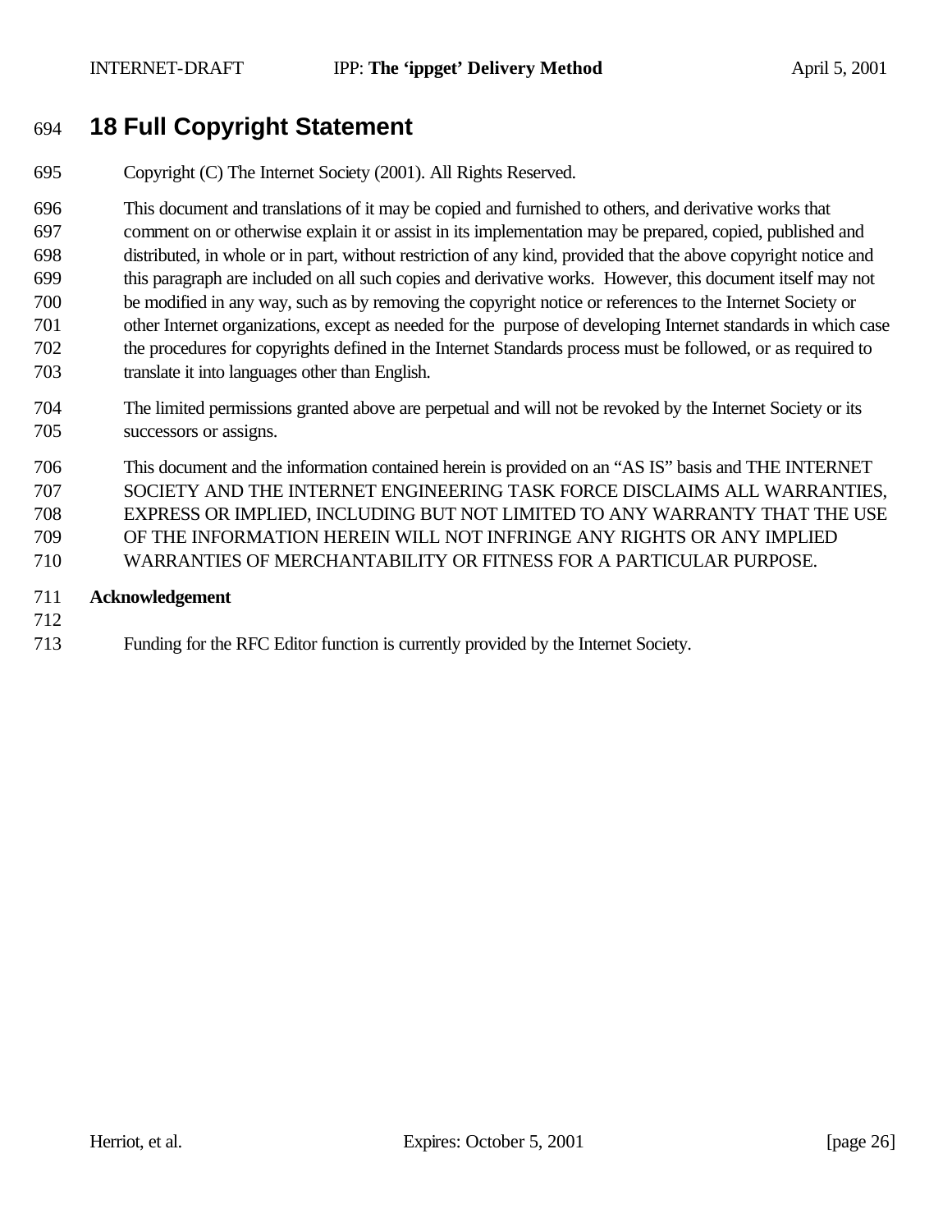# 18 Full Copyright Statement

Copyright (C) The Internet Society (2001). All Rights Reserved.

This document and translations of it may be copied and furnished to others, and derivative works that comment on or otherwise explain it or assist in its implementation may be prepared, copied, published and distributed, in whole or in part, without restriction of any kind, provided that the above copyright notice and this paragraph are included on all such copies and derivative works. However, this document itself may not be modified in any way, such as by removing the copyright notice or references to the Internet Society or other Internet organizations, except as needed for the purpose of developing Internet standards in which case the procedures for copyrights defined in the Internet Standards process must be followed, or as required to translate it into languages other than English.

The limited permissions granted above are perpetual and will not be revoked by the Internet Society or its successors or assigns.

This document and the information contained herein is provided on an "AS IS" basis and THE INTERNET SOCIETY AND THE INTERNET ENGINEERING TASK FORCE DISCLAIMS ALL WARRANTIES, EXPRESS OR IMPLIED, INCLUDING BUT NOT LIMITED TO ANY WARRANTY THAT THE USE OF THE INFORMATION HEREIN WILL NOT INFRINGE ANY RIGHTS OR ANY IMPLIED WARRANTIES OF MERCHANTABILITY OR FITNESS FOR A PARTICULAR PURPOSE.

**Acknowledgement**

Funding for the RFC Editor function is currently provided by the Internet Society.